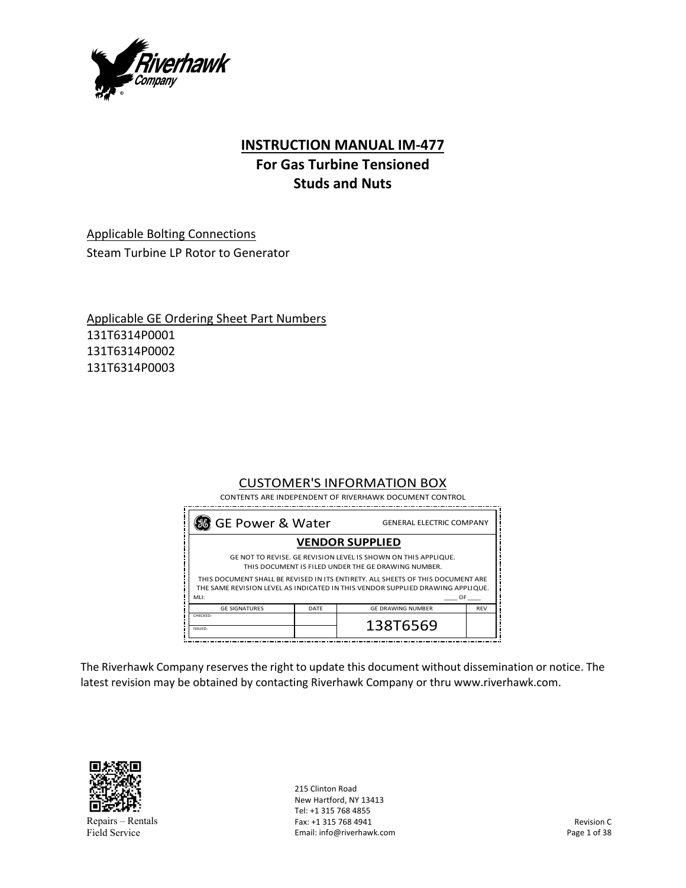# INSTRUCTION MANUAL IM-477

## For Gas Turbine Tensioned Studs and Nuts

Applicable Bolting Connections

Steam Turbine LP Rotor to Generator

Applicable GE Ordering Sheet Part Numbers

131T6314P0001
131T6314P0002
131T6314P0003

CUSTOMER'S INFORMATION BOX

CONTENTS ARE INDEPENDENT OF RIVERHAWK DOCUMENT CONTROL

| GE Power & Water | | GENERAL ELECTRIC COMPANY | |
|---|---|---|---|
| **VENDOR SUPPLIED** | | | |
| GE NOT TO REVISE. GE REVISION LEVEL IS SHOWN ON THIS APPLIQUE. THIS DOCUMENT IS FILED UNDER THE GE DRAWING NUMBER. | | | |
| THIS DOCUMENT SHALL BE REVISED IN ITS ENTIRETY. ALL SHEETS OF THIS DOCUMENT ARE THE SAME REVISION LEVEL AS INDICATED IN THIS VENDOR SUPPLIED DRAWING APPLIQUE. MLI: ____ OF ____ | | | |
| GE SIGNATURES | DATE | GE DRAWING NUMBER | REV |
| CHECKED: | | 138T6569 | |
| ISSUED: | | | |

The Riverhawk Company reserves the right to update this document without dissemination or notice. The latest revision may be obtained by contacting Riverhawk Company or thru www.riverhawk.com.

Repairs – Rentals
Field Service

215 Clinton Road
New Hartford, NY 13413
Tel: +1 315 768 4855
Fax: +1 315 768 4941
Email: info@riverhawk.com

Revision C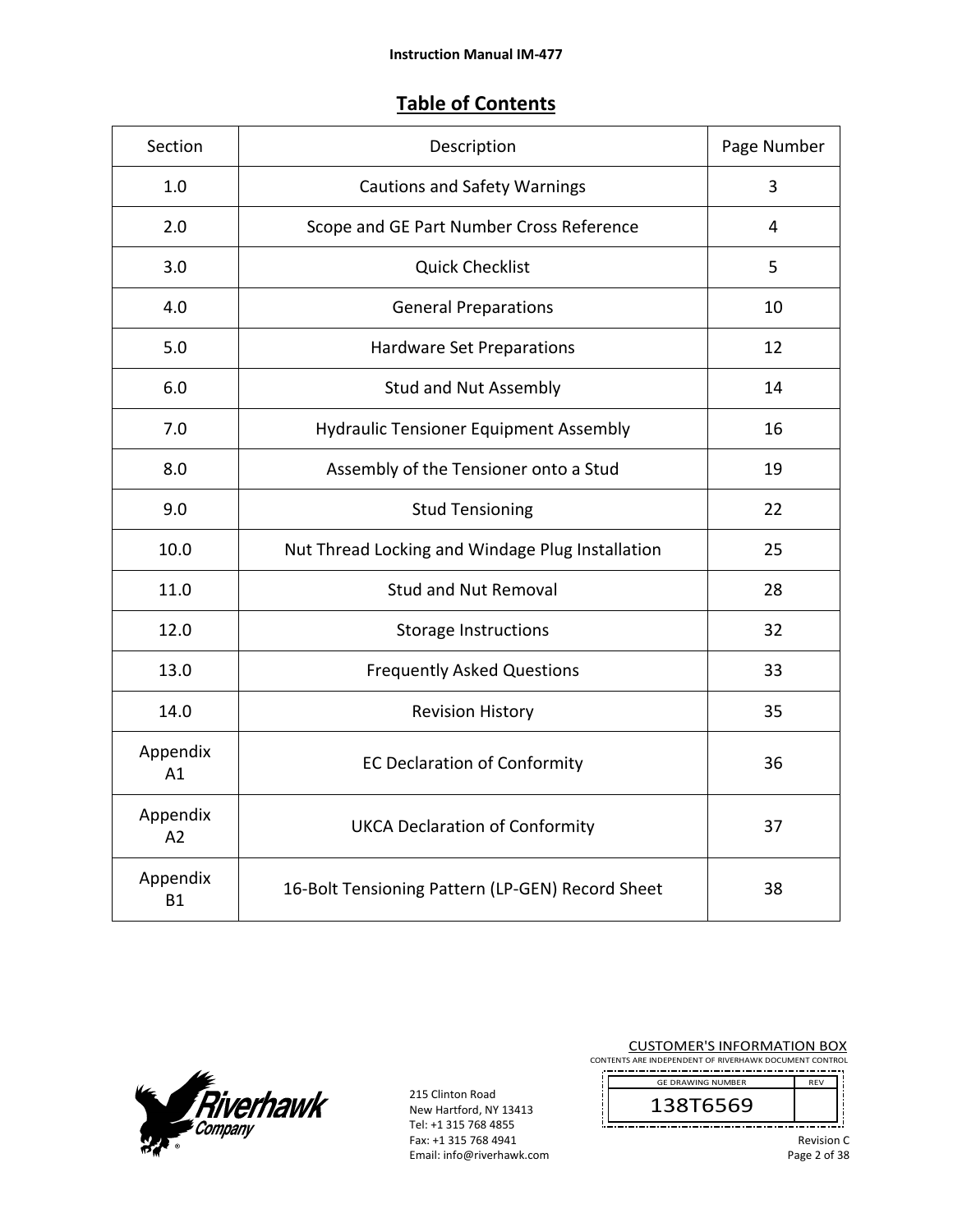# Table of Contents

| Section | Description | Page Number |
|---|---|---|
| 1.0 | Cautions and Safety Warnings | 3 |
| 2.0 | Scope and GE Part Number Cross Reference | 4 |
| 3.0 | Quick Checklist | 5 |
| 4.0 | General Preparations | 10 |
| 5.0 | Hardware Set Preparations | 12 |
| 6.0 | Stud and Nut Assembly | 14 |
| 7.0 | Hydraulic Tensioner Equipment Assembly | 16 |
| 8.0 | Assembly of the Tensioner onto a Stud | 19 |
| 9.0 | Stud Tensioning | 22 |
| 10.0 | Nut Thread Locking and Windage Plug Installation | 25 |
| 11.0 | Stud and Nut Removal | 28 |
| 12.0 | Storage Instructions | 32 |
| 13.0 | Frequently Asked Questions | 33 |
| 14.0 | Revision History | 35 |
| Appendix A1 | EC Declaration of Conformity | 36 |
| Appendix A2 | UKCA Declaration of Conformity | 37 |
| Appendix B1 | 16-Bolt Tensioning Pattern (LP-GEN) Record Sheet | 38 |

215 Clinton Road
New Hartford, NY 13413
Tel: +1 315 768 4855
Fax: +1 315 768 4941
Email: info@riverhawk.com

CUSTOMER'S INFORMATION BOX
CONTENTS ARE INDEPENDENT OF RIVERHAWK DOCUMENT CONTROL

| GE DRAWING NUMBER | REV |
|---|---|
| 138T6569 | |

Revision C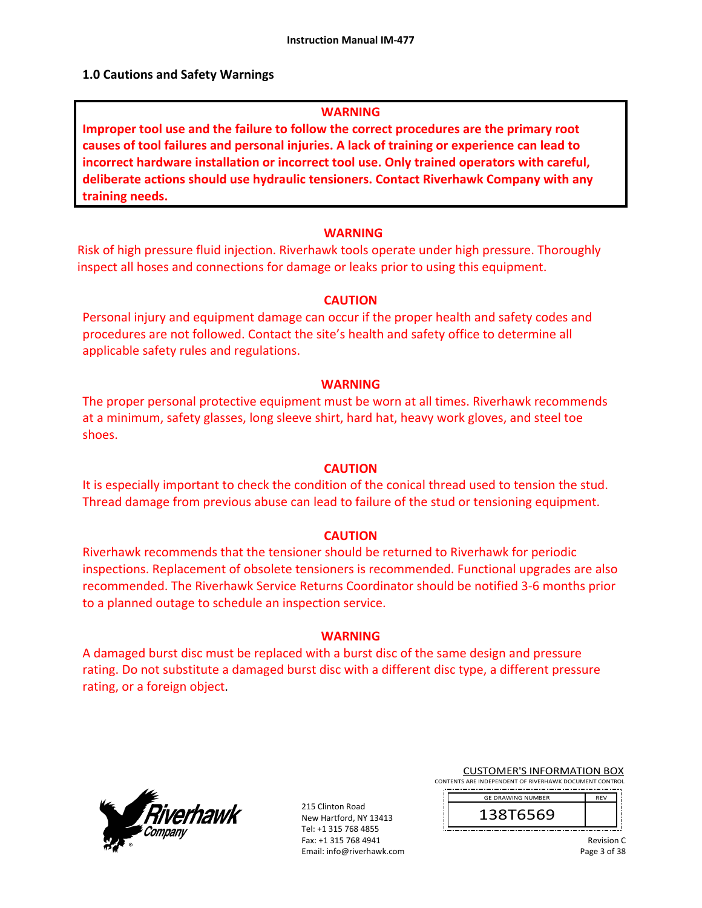## 1.0 Cautions and Safety Warnings

**WARNING**

**Improper tool use and the failure to follow the correct procedures are the primary root causes of tool failures and personal injuries. A lack of training or experience can lead to incorrect hardware installation or incorrect tool use. Only trained operators with careful, deliberate actions should use hydraulic tensioners. Contact Riverhawk Company with any training needs.**

**WARNING**

Risk of high pressure fluid injection. Riverhawk tools operate under high pressure. Thoroughly inspect all hoses and connections for damage or leaks prior to using this equipment.

**CAUTION**

Personal injury and equipment damage can occur if the proper health and safety codes and procedures are not followed. Contact the site's health and safety office to determine all applicable safety rules and regulations.

**WARNING**

The proper personal protective equipment must be worn at all times. Riverhawk recommends at a minimum, safety glasses, long sleeve shirt, hard hat, heavy work gloves, and steel toe shoes.

**CAUTION**

It is especially important to check the condition of the conical thread used to tension the stud. Thread damage from previous abuse can lead to failure of the stud or tensioning equipment.

**CAUTION**

Riverhawk recommends that the tensioner should be returned to Riverhawk for periodic inspections. Replacement of obsolete tensioners is recommended. Functional upgrades are also recommended. The Riverhawk Service Returns Coordinator should be notified 3-6 months prior to a planned outage to schedule an inspection service.

**WARNING**

A damaged burst disc must be replaced with a burst disc of the same design and pressure rating. Do not substitute a damaged burst disc with a different disc type, a different pressure rating, or a foreign object.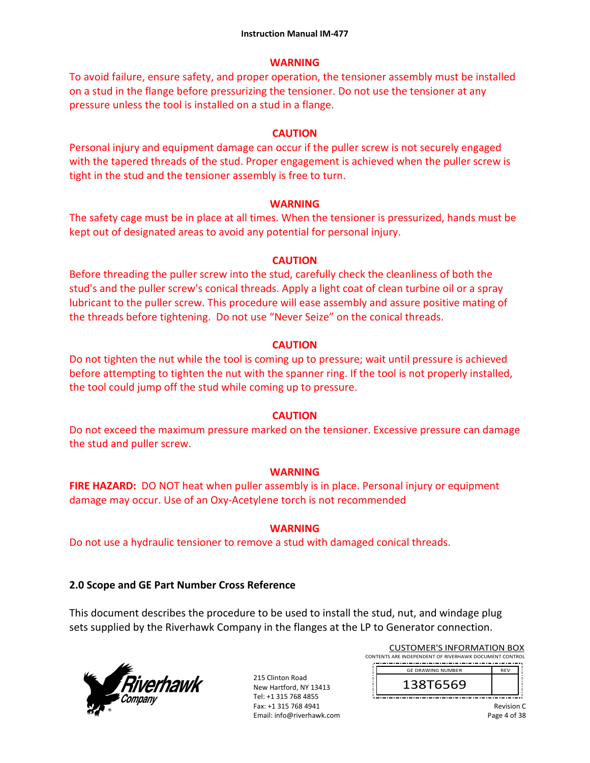**WARNING**

To avoid failure, ensure safety, and proper operation, the tensioner assembly must be installed on a stud in the flange before pressurizing the tensioner. Do not use the tensioner at any pressure unless the tool is installed on a stud in a flange.

**CAUTION**

Personal injury and equipment damage can occur if the puller screw is not securely engaged with the tapered threads of the stud. Proper engagement is achieved when the puller screw is tight in the stud and the tensioner assembly is free to turn.

**WARNING**

The safety cage must be in place at all times. When the tensioner is pressurized, hands must be kept out of designated areas to avoid any potential for personal injury.

**CAUTION**

Before threading the puller screw into the stud, carefully check the cleanliness of both the stud's and the puller screw's conical threads. Apply a light coat of clean turbine oil or a spray lubricant to the puller screw. This procedure will ease assembly and assure positive mating of the threads before tightening. Do not use "Never Seize" on the conical threads.

**CAUTION**

Do not tighten the nut while the tool is coming up to pressure; wait until pressure is achieved before attempting to tighten the nut with the spanner ring. If the tool is not properly installed, the tool could jump off the stud while coming up to pressure.

**CAUTION**

Do not exceed the maximum pressure marked on the tensioner. Excessive pressure can damage the stud and puller screw.

**WARNING**

**FIRE HAZARD:** DO NOT heat when puller assembly is in place. Personal injury or equipment damage may occur. Use of an Oxy-Acetylene torch is not recommended

**WARNING**

Do not use a hydraulic tensioner to remove a stud with damaged conical threads.

## 2.0 Scope and GE Part Number Cross Reference

This document describes the procedure to be used to install the stud, nut, and windage plug sets supplied by the Riverhawk Company in the flanges at the LP to Generator connection.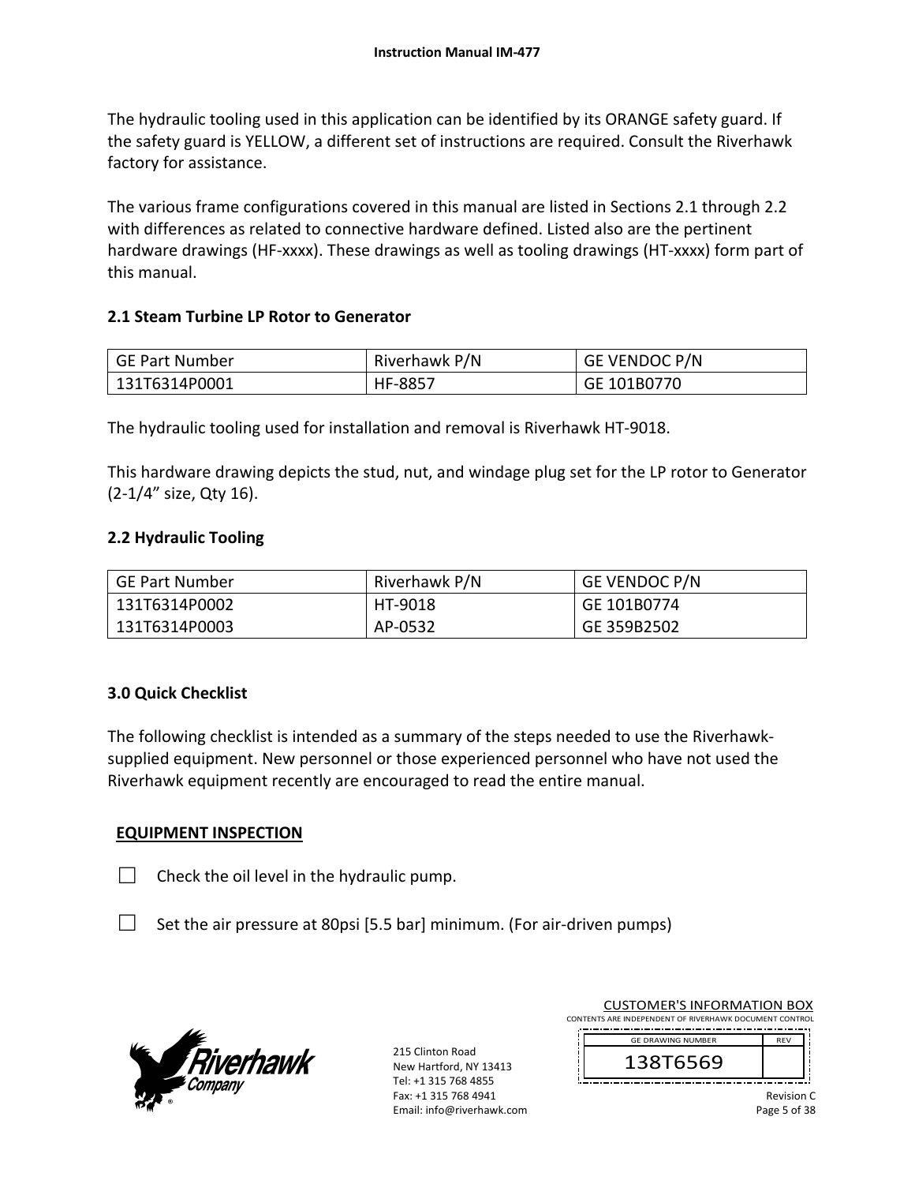The hydraulic tooling used in this application can be identified by its ORANGE safety guard. If the safety guard is YELLOW, a different set of instructions are required. Consult the Riverhawk factory for assistance.

The various frame configurations covered in this manual are listed in Sections 2.1 through 2.2 with differences as related to connective hardware defined. Listed also are the pertinent hardware drawings (HF-xxxx). These drawings as well as tooling drawings (HT-xxxx) form part of this manual.

## 2.1 Steam Turbine LP Rotor to Generator

| GE Part Number | Riverhawk P/N | GE VENDOC P/N |
|---|---|---|
| 131T6314P0001 | HF-8857 | GE 101B0770 |

The hydraulic tooling used for installation and removal is Riverhawk HT-9018.

This hardware drawing depicts the stud, nut, and windage plug set for the LP rotor to Generator (2-1/4" size, Qty 16).

## 2.2 Hydraulic Tooling

| GE Part Number | Riverhawk P/N | GE VENDOC P/N |
|---|---|---|
| 131T6314P0002 | HT-9018 | GE 101B0774 |
| 131T6314P0003 | AP-0532 | GE 359B2502 |

## 3.0 Quick Checklist

The following checklist is intended as a summary of the steps needed to use the Riverhawk-supplied equipment. New personnel or those experienced personnel who have not used the Riverhawk equipment recently are encouraged to read the entire manual.

**EQUIPMENT INSPECTION**

- ☐ Check the oil level in the hydraulic pump.
- ☐ Set the air pressure at 80psi [5.5 bar] minimum. (For air-driven pumps)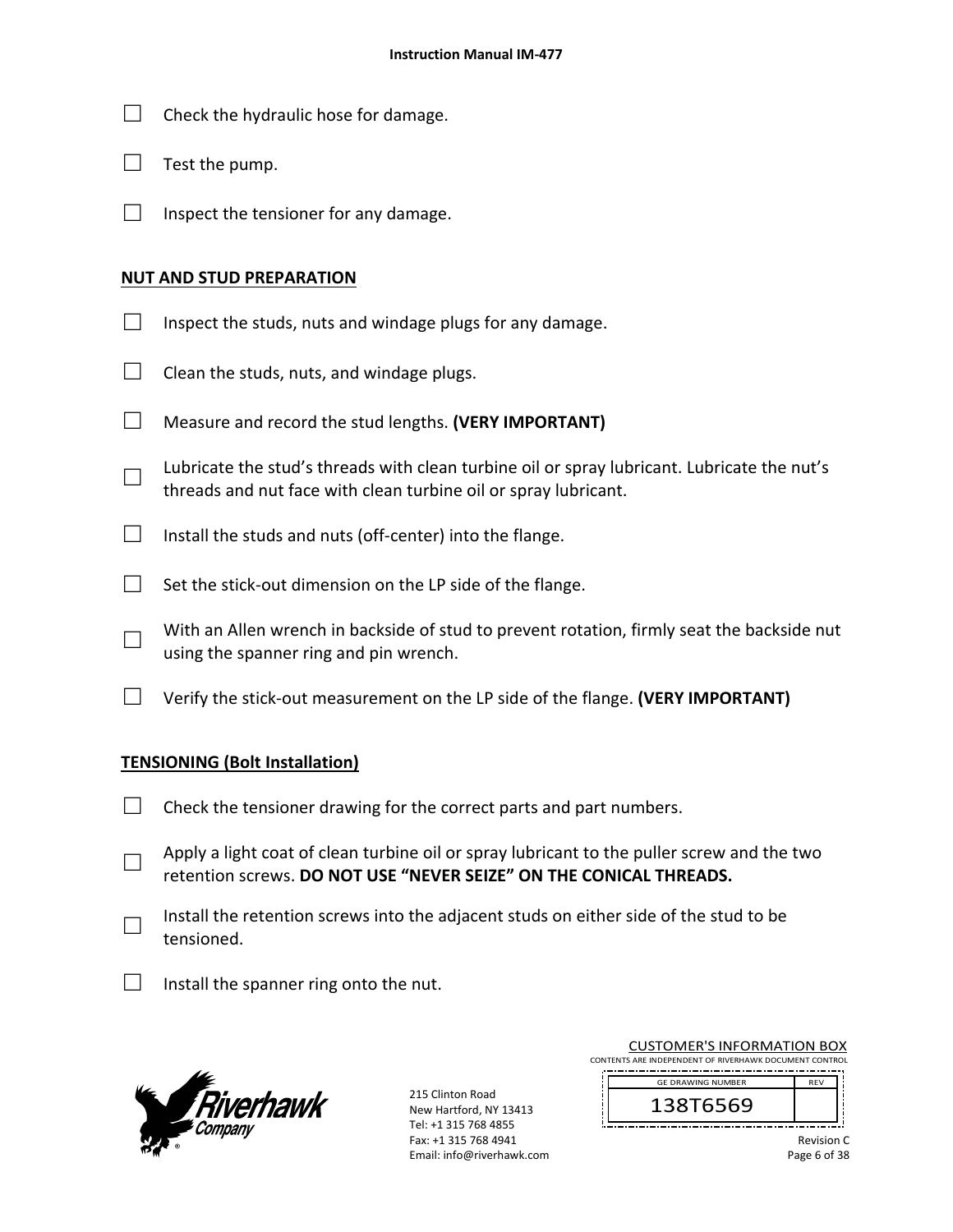☐ Check the hydraulic hose for damage.

☐ Test the pump.

☐ Inspect the tensioner for any damage.

## NUT AND STUD PREPARATION

☐ Inspect the studs, nuts and windage plugs for any damage.

☐ Clean the studs, nuts, and windage plugs.

☐ Measure and record the stud lengths. **(VERY IMPORTANT)**

☐ Lubricate the stud's threads with clean turbine oil or spray lubricant. Lubricate the nut's threads and nut face with clean turbine oil or spray lubricant.

☐ Install the studs and nuts (off-center) into the flange.

☐ Set the stick-out dimension on the LP side of the flange.

☐ With an Allen wrench in backside of stud to prevent rotation, firmly seat the backside nut using the spanner ring and pin wrench.

☐ Verify the stick-out measurement on the LP side of the flange. **(VERY IMPORTANT)**

## TENSIONING (Bolt Installation)

☐ Check the tensioner drawing for the correct parts and part numbers.

☐ Apply a light coat of clean turbine oil or spray lubricant to the puller screw and the two retention screws. **DO NOT USE "NEVER SEIZE" ON THE CONICAL THREADS.**

☐ Install the retention screws into the adjacent studs on either side of the stud to be tensioned.

☐ Install the spanner ring onto the nut.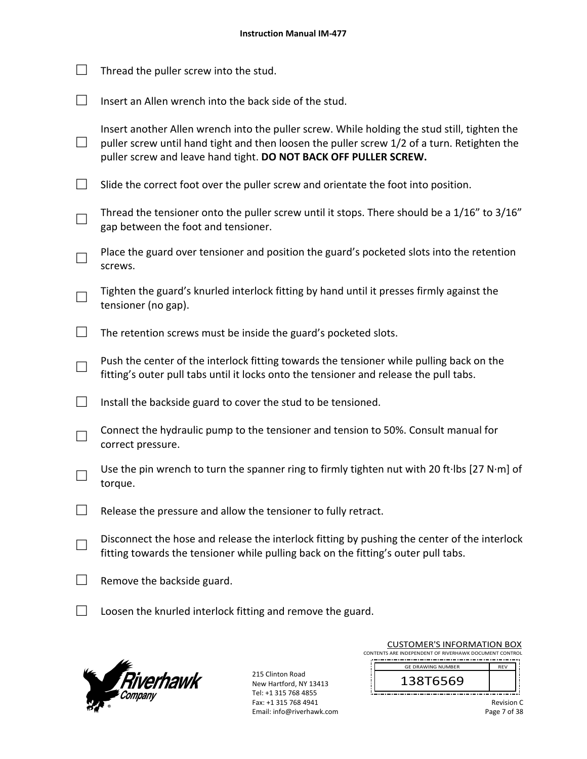☐ Thread the puller screw into the stud.

☐ Insert an Allen wrench into the back side of the stud.

☐ Insert another Allen wrench into the puller screw. While holding the stud still, tighten the puller screw until hand tight and then loosen the puller screw 1/2 of a turn. Retighten the puller screw and leave hand tight. **DO NOT BACK OFF PULLER SCREW.**

☐ Slide the correct foot over the puller screw and orientate the foot into position.

☐ Thread the tensioner onto the puller screw until it stops. There should be a 1/16” to 3/16” gap between the foot and tensioner.

☐ Place the guard over tensioner and position the guard’s pocketed slots into the retention screws.

☐ Tighten the guard’s knurled interlock fitting by hand until it presses firmly against the tensioner (no gap).

☐ The retention screws must be inside the guard’s pocketed slots.

☐ Push the center of the interlock fitting towards the tensioner while pulling back on the fitting’s outer pull tabs until it locks onto the tensioner and release the pull tabs.

☐ Install the backside guard to cover the stud to be tensioned.

☐ Connect the hydraulic pump to the tensioner and tension to 50%. Consult manual for correct pressure.

☐ Use the pin wrench to turn the spanner ring to firmly tighten nut with 20 ft·lbs [27 N·m] of torque.

☐ Release the pressure and allow the tensioner to fully retract.

☐ Disconnect the hose and release the interlock fitting by pushing the center of the interlock fitting towards the tensioner while pulling back on the fitting’s outer pull tabs.

☐ Remove the backside guard.

☐ Loosen the knurled interlock fitting and remove the guard.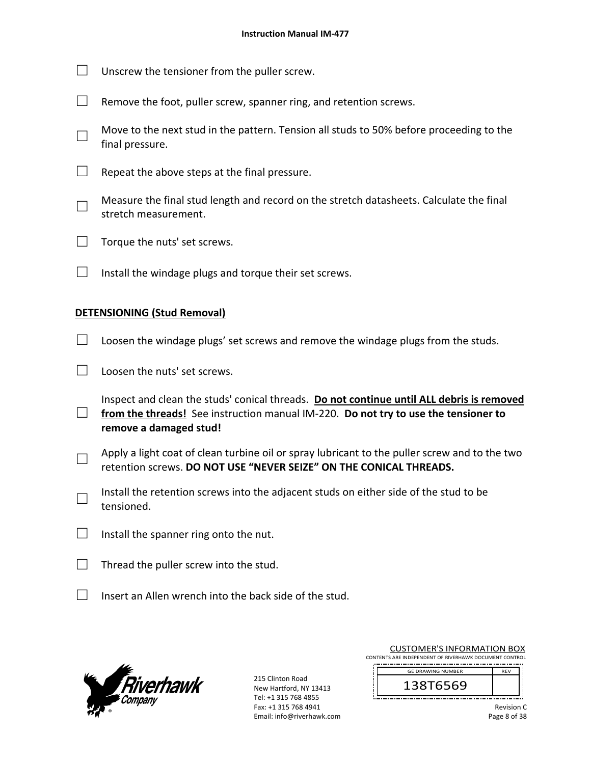- ☐ Unscrew the tensioner from the puller screw.
- ☐ Remove the foot, puller screw, spanner ring, and retention screws.
- ☐ Move to the next stud in the pattern. Tension all studs to 50% before proceeding to the final pressure.
- ☐ Repeat the above steps at the final pressure.
- ☐ Measure the final stud length and record on the stretch datasheets. Calculate the final stretch measurement.
- ☐ Torque the nuts' set screws.
- ☐ Install the windage plugs and torque their set screws.

**DETENSIONING (Stud Removal)**

- ☐ Loosen the windage plugs' set screws and remove the windage plugs from the studs.
- ☐ Loosen the nuts' set screws.
- ☐ Inspect and clean the studs' conical threads. **Do not continue until ALL debris is removed from the threads!** See instruction manual IM-220. **Do not try to use the tensioner to remove a damaged stud!**
- ☐ Apply a light coat of clean turbine oil or spray lubricant to the puller screw and to the two retention screws. **DO NOT USE "NEVER SEIZE" ON THE CONICAL THREADS.**
- ☐ Install the retention screws into the adjacent studs on either side of the stud to be tensioned.
- ☐ Install the spanner ring onto the nut.
- ☐ Thread the puller screw into the stud.
- ☐ Insert an Allen wrench into the back side of the stud.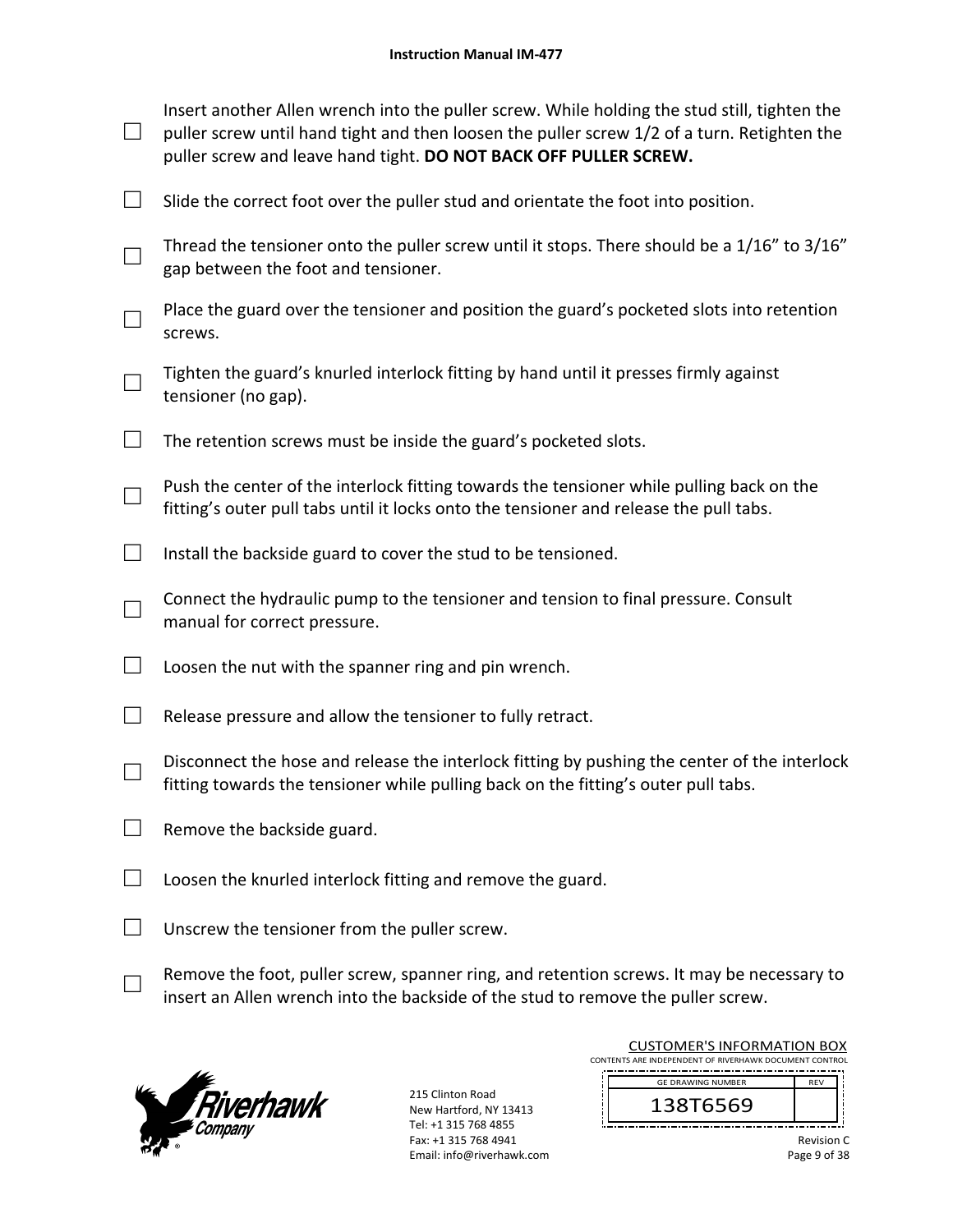- ☐ Insert another Allen wrench into the puller screw. While holding the stud still, tighten the puller screw until hand tight and then loosen the puller screw 1/2 of a turn. Retighten the puller screw and leave hand tight. **DO NOT BACK OFF PULLER SCREW.**
- ☐ Slide the correct foot over the puller stud and orientate the foot into position.
- ☐ Thread the tensioner onto the puller screw until it stops. There should be a 1/16" to 3/16" gap between the foot and tensioner.
- ☐ Place the guard over the tensioner and position the guard's pocketed slots into retention screws.
- ☐ Tighten the guard's knurled interlock fitting by hand until it presses firmly against tensioner (no gap).
- ☐ The retention screws must be inside the guard's pocketed slots.
- ☐ Push the center of the interlock fitting towards the tensioner while pulling back on the fitting's outer pull tabs until it locks onto the tensioner and release the pull tabs.
- ☐ Install the backside guard to cover the stud to be tensioned.
- ☐ Connect the hydraulic pump to the tensioner and tension to final pressure. Consult manual for correct pressure.
- ☐ Loosen the nut with the spanner ring and pin wrench.
- ☐ Release pressure and allow the tensioner to fully retract.
- ☐ Disconnect the hose and release the interlock fitting by pushing the center of the interlock fitting towards the tensioner while pulling back on the fitting's outer pull tabs.
- ☐ Remove the backside guard.
- ☐ Loosen the knurled interlock fitting and remove the guard.
- ☐ Unscrew the tensioner from the puller screw.
- ☐ Remove the foot, puller screw, spanner ring, and retention screws. It may be necessary to insert an Allen wrench into the backside of the stud to remove the puller screw.

215 Clinton Road
New Hartford, NY 13413
Tel: +1 315 768 4855
Fax: +1 315 768 4941
Email: info@riverhawk.com

CUSTOMER'S INFORMATION BOX
CONTENTS ARE INDEPENDENT OF RIVERHAWK DOCUMENT CONTROL

| GE DRAWING NUMBER | REV |
|---|---|
| 138T6569 | |

Revision C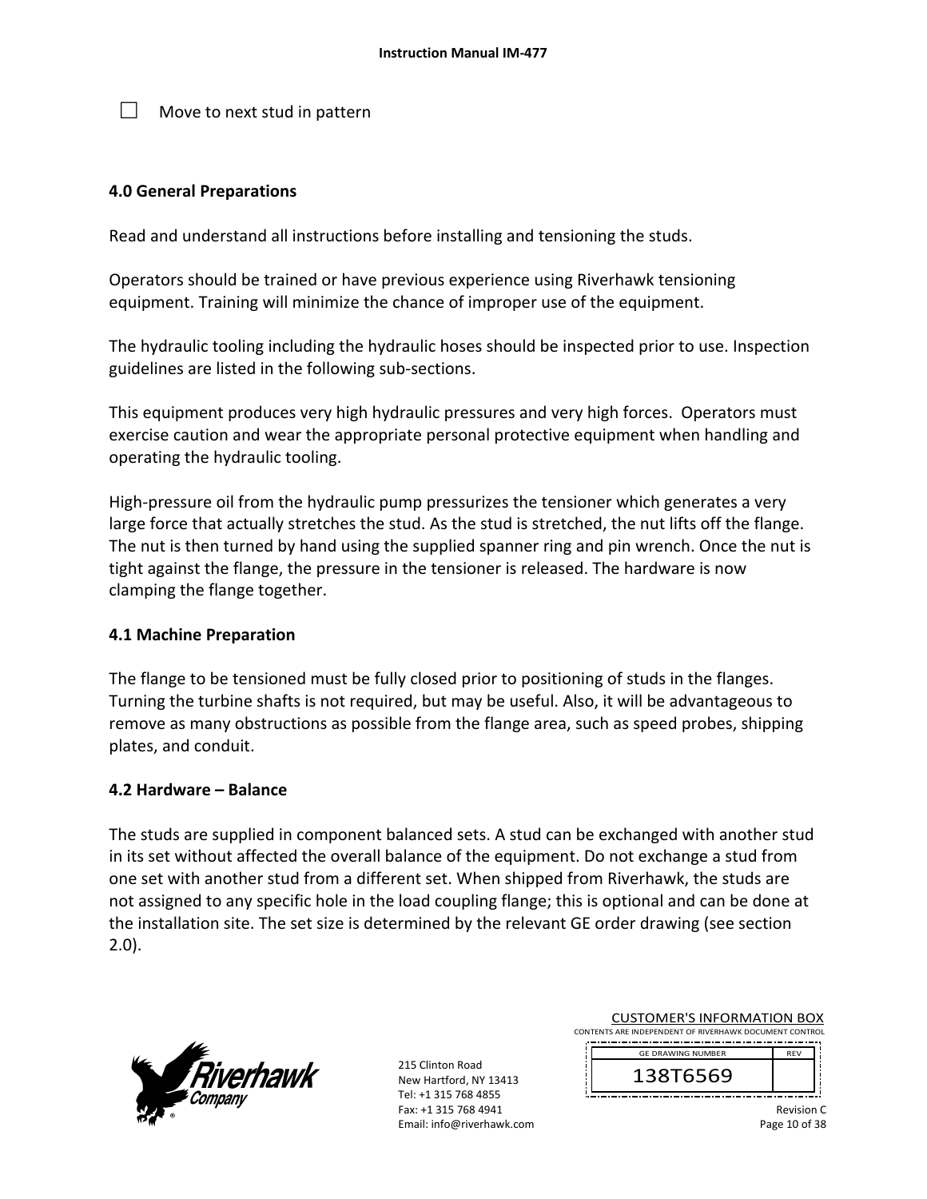☐ Move to next stud in pattern

## 4.0 General Preparations

Read and understand all instructions before installing and tensioning the studs.

Operators should be trained or have previous experience using Riverhawk tensioning equipment. Training will minimize the chance of improper use of the equipment.

The hydraulic tooling including the hydraulic hoses should be inspected prior to use. Inspection guidelines are listed in the following sub-sections.

This equipment produces very high hydraulic pressures and very high forces. Operators must exercise caution and wear the appropriate personal protective equipment when handling and operating the hydraulic tooling.

High-pressure oil from the hydraulic pump pressurizes the tensioner which generates a very large force that actually stretches the stud. As the stud is stretched, the nut lifts off the flange. The nut is then turned by hand using the supplied spanner ring and pin wrench. Once the nut is tight against the flange, the pressure in the tensioner is released. The hardware is now clamping the flange together.

### 4.1 Machine Preparation

The flange to be tensioned must be fully closed prior to positioning of studs in the flanges. Turning the turbine shafts is not required, but may be useful. Also, it will be advantageous to remove as many obstructions as possible from the flange area, such as speed probes, shipping plates, and conduit.

### 4.2 Hardware – Balance

The studs are supplied in component balanced sets. A stud can be exchanged with another stud in its set without affected the overall balance of the equipment. Do not exchange a stud from one set with another stud from a different set. When shipped from Riverhawk, the studs are not assigned to any specific hole in the load coupling flange; this is optional and can be done at the installation site. The set size is determined by the relevant GE order drawing (see section 2.0).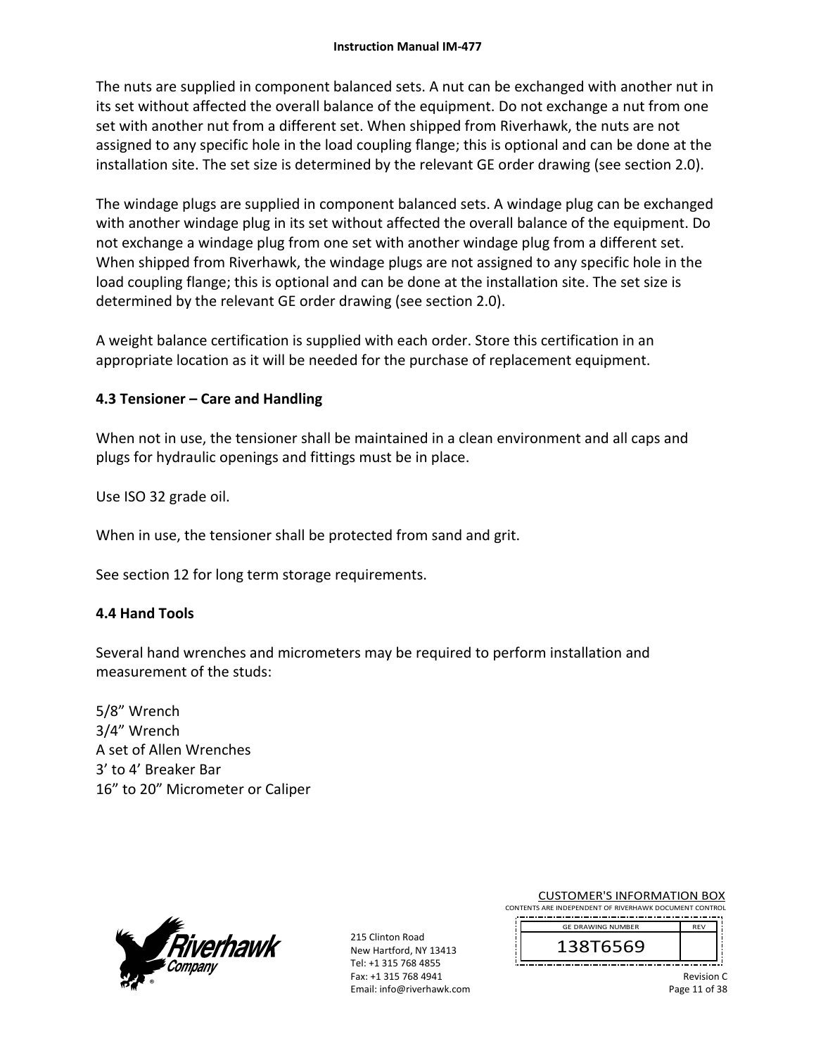The nuts are supplied in component balanced sets. A nut can be exchanged with another nut in its set without affected the overall balance of the equipment. Do not exchange a nut from one set with another nut from a different set. When shipped from Riverhawk, the nuts are not assigned to any specific hole in the load coupling flange; this is optional and can be done at the installation site. The set size is determined by the relevant GE order drawing (see section 2.0).

The windage plugs are supplied in component balanced sets. A windage plug can be exchanged with another windage plug in its set without affected the overall balance of the equipment. Do not exchange a windage plug from one set with another windage plug from a different set. When shipped from Riverhawk, the windage plugs are not assigned to any specific hole in the load coupling flange; this is optional and can be done at the installation site. The set size is determined by the relevant GE order drawing (see section 2.0).

A weight balance certification is supplied with each order. Store this certification in an appropriate location as it will be needed for the purchase of replacement equipment.

### 4.3 Tensioner – Care and Handling

When not in use, the tensioner shall be maintained in a clean environment and all caps and plugs for hydraulic openings and fittings must be in place.

Use ISO 32 grade oil.

When in use, the tensioner shall be protected from sand and grit.

See section 12 for long term storage requirements.

### 4.4 Hand Tools

Several hand wrenches and micrometers may be required to perform installation and measurement of the studs:

5/8" Wrench  
3/4" Wrench  
A set of Allen Wrenches  
3' to 4' Breaker Bar  
16" to 20" Micrometer or Caliper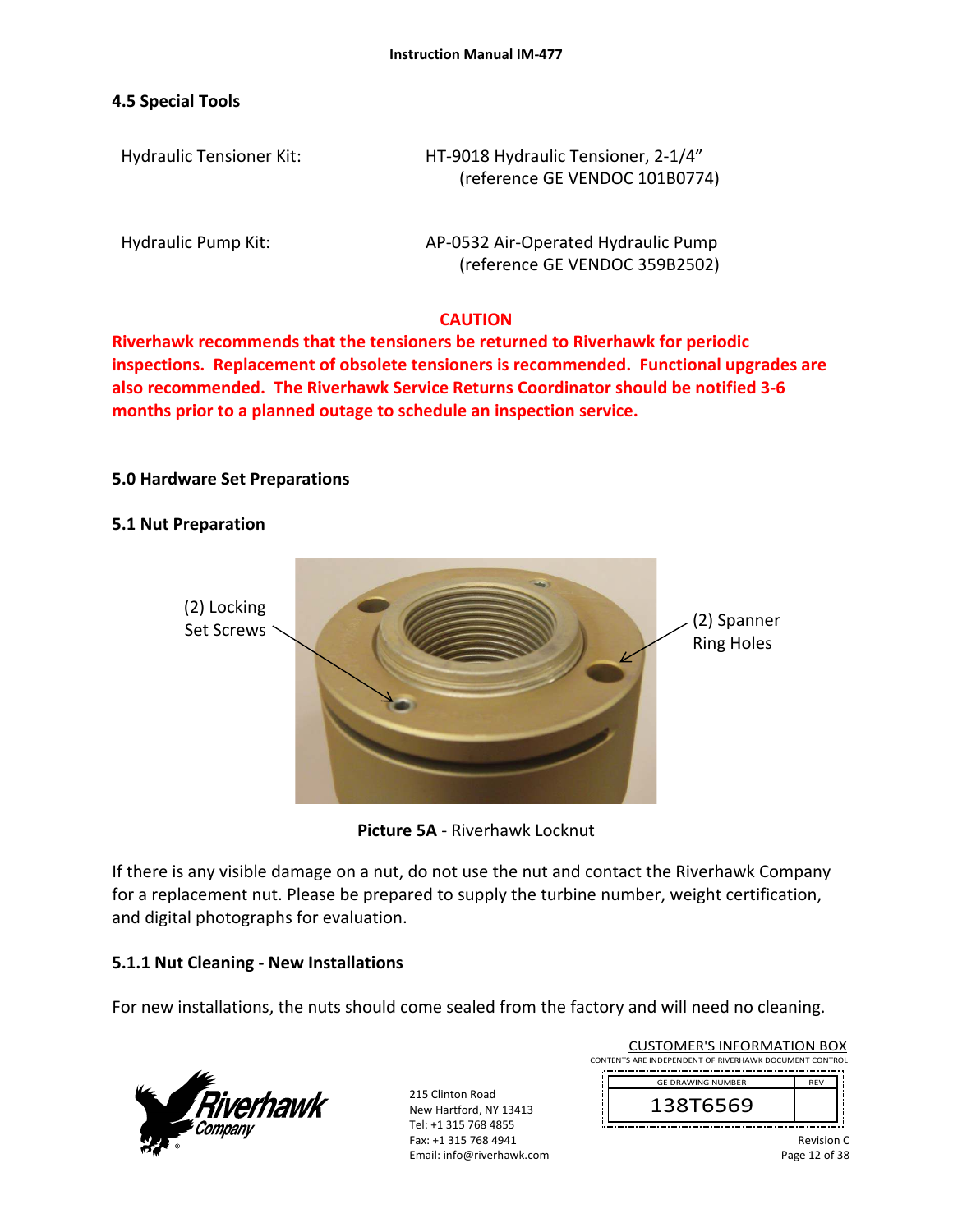## 4.5 Special Tools

| | |
|---|---|
| Hydraulic Tensioner Kit: | HT-9018 Hydraulic Tensioner, 2-1/4" (reference GE VENDOC 101B0774) |
| Hydraulic Pump Kit: | AP-0532 Air-Operated Hydraulic Pump (reference GE VENDOC 359B2502) |

**CAUTION**

**Riverhawk recommends that the tensioners be returned to Riverhawk for periodic inspections. Replacement of obsolete tensioners is recommended. Functional upgrades are also recommended. The Riverhawk Service Returns Coordinator should be notified 3-6 months prior to a planned outage to schedule an inspection service.**

## 5.0 Hardware Set Preparations

### 5.1 Nut Preparation

(2) Locking Set Screws

(2) Spanner Ring Holes

**Picture 5A** - Riverhawk Locknut

If there is any visible damage on a nut, do not use the nut and contact the Riverhawk Company for a replacement nut. Please be prepared to supply the turbine number, weight certification, and digital photographs for evaluation.

#### 5.1.1 Nut Cleaning - New Installations

For new installations, the nuts should come sealed from the factory and will need no cleaning.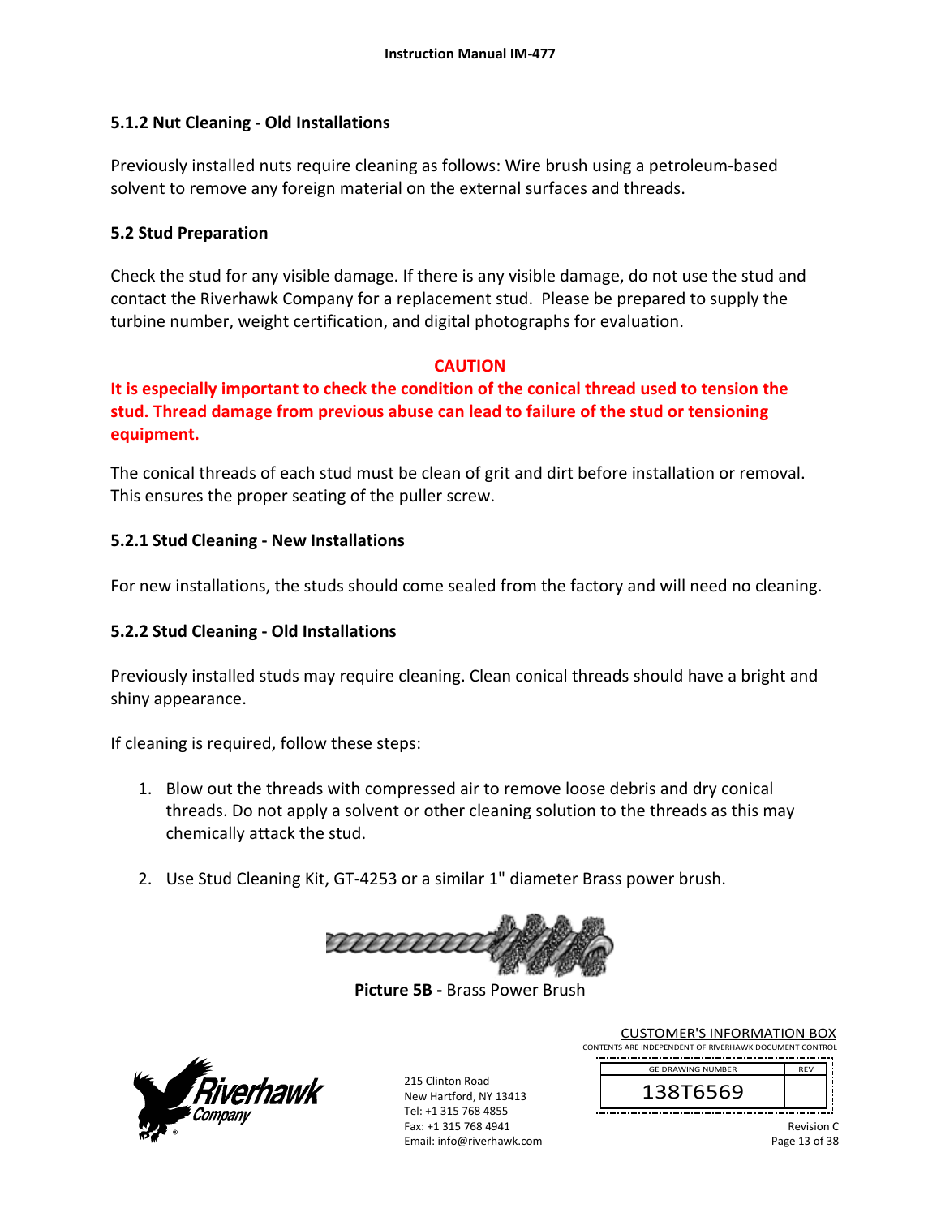### 5.1.2 Nut Cleaning - Old Installations

Previously installed nuts require cleaning as follows: Wire brush using a petroleum-based solvent to remove any foreign material on the external surfaces and threads.

### 5.2 Stud Preparation

Check the stud for any visible damage. If there is any visible damage, do not use the stud and contact the Riverhawk Company for a replacement stud. Please be prepared to supply the turbine number, weight certification, and digital photographs for evaluation.

**CAUTION**

**It is especially important to check the condition of the conical thread used to tension the stud. Thread damage from previous abuse can lead to failure of the stud or tensioning equipment.**

The conical threads of each stud must be clean of grit and dirt before installation or removal. This ensures the proper seating of the puller screw.

### 5.2.1 Stud Cleaning - New Installations

For new installations, the studs should come sealed from the factory and will need no cleaning.

### 5.2.2 Stud Cleaning - Old Installations

Previously installed studs may require cleaning. Clean conical threads should have a bright and shiny appearance.

If cleaning is required, follow these steps:

1. Blow out the threads with compressed air to remove loose debris and dry conical threads. Do not apply a solvent or other cleaning solution to the threads as this may chemically attack the stud.

2. Use Stud Cleaning Kit, GT-4253 or a similar 1" diameter Brass power brush.

**Picture 5B -** Brass Power Brush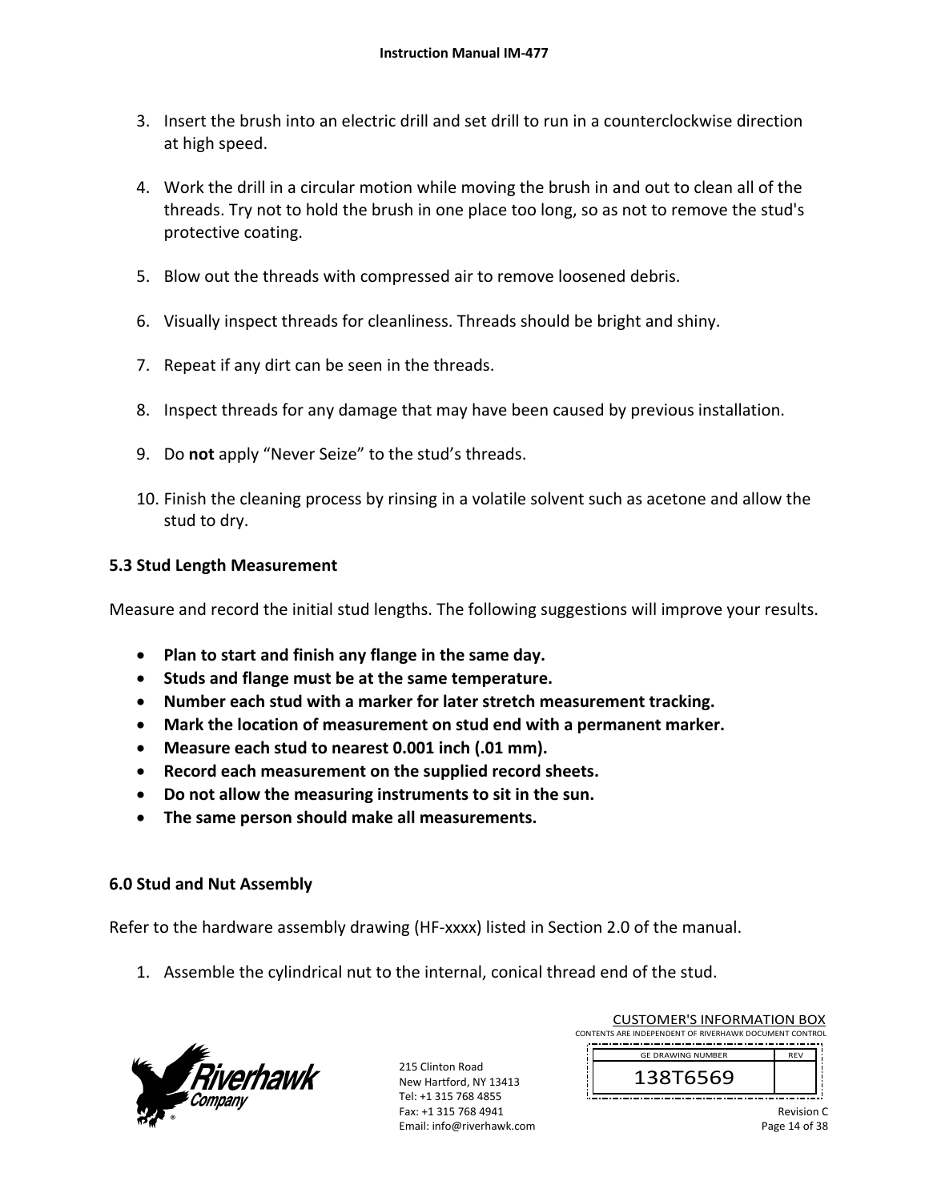3. Insert the brush into an electric drill and set drill to run in a counterclockwise direction at high speed.

4. Work the drill in a circular motion while moving the brush in and out to clean all of the threads. Try not to hold the brush in one place too long, so as not to remove the stud's protective coating.

5. Blow out the threads with compressed air to remove loosened debris.

6. Visually inspect threads for cleanliness. Threads should be bright and shiny.

7. Repeat if any dirt can be seen in the threads.

8. Inspect threads for any damage that may have been caused by previous installation.

9. Do **not** apply "Never Seize" to the stud's threads.

10. Finish the cleaning process by rinsing in a volatile solvent such as acetone and allow the stud to dry.

### 5.3 Stud Length Measurement

Measure and record the initial stud lengths. The following suggestions will improve your results.

- **Plan to start and finish any flange in the same day.**
- **Studs and flange must be at the same temperature.**
- **Number each stud with a marker for later stretch measurement tracking.**
- **Mark the location of measurement on stud end with a permanent marker.**
- **Measure each stud to nearest 0.001 inch (.01 mm).**
- **Record each measurement on the supplied record sheets.**
- **Do not allow the measuring instruments to sit in the sun.**
- **The same person should make all measurements.**

## 6.0 Stud and Nut Assembly

Refer to the hardware assembly drawing (HF-xxxx) listed in Section 2.0 of the manual.

1. Assemble the cylindrical nut to the internal, conical thread end of the stud.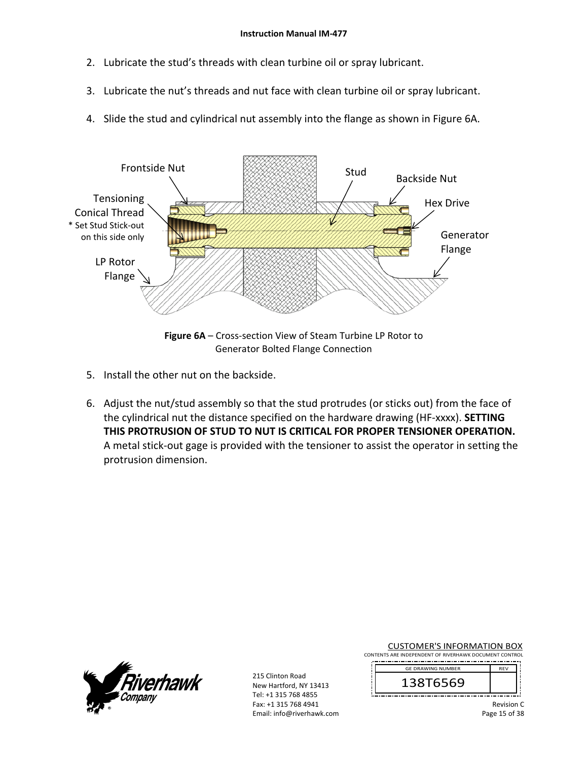2. Lubricate the stud's threads with clean turbine oil or spray lubricant.

3. Lubricate the nut's threads and nut face with clean turbine oil or spray lubricant.

4. Slide the stud and cylindrical nut assembly into the flange as shown in Figure 6A.

**Figure 6A** – Cross-section View of Steam Turbine LP Rotor to Generator Bolted Flange Connection

5. Install the other nut on the backside.

6. Adjust the nut/stud assembly so that the stud protrudes (or sticks out) from the face of the cylindrical nut the distance specified on the hardware drawing (HF-xxxx). **SETTING THIS PROTRUSION OF STUD TO NUT IS CRITICAL FOR PROPER TENSIONER OPERATION.** A metal stick-out gage is provided with the tensioner to assist the operator in setting the protrusion dimension.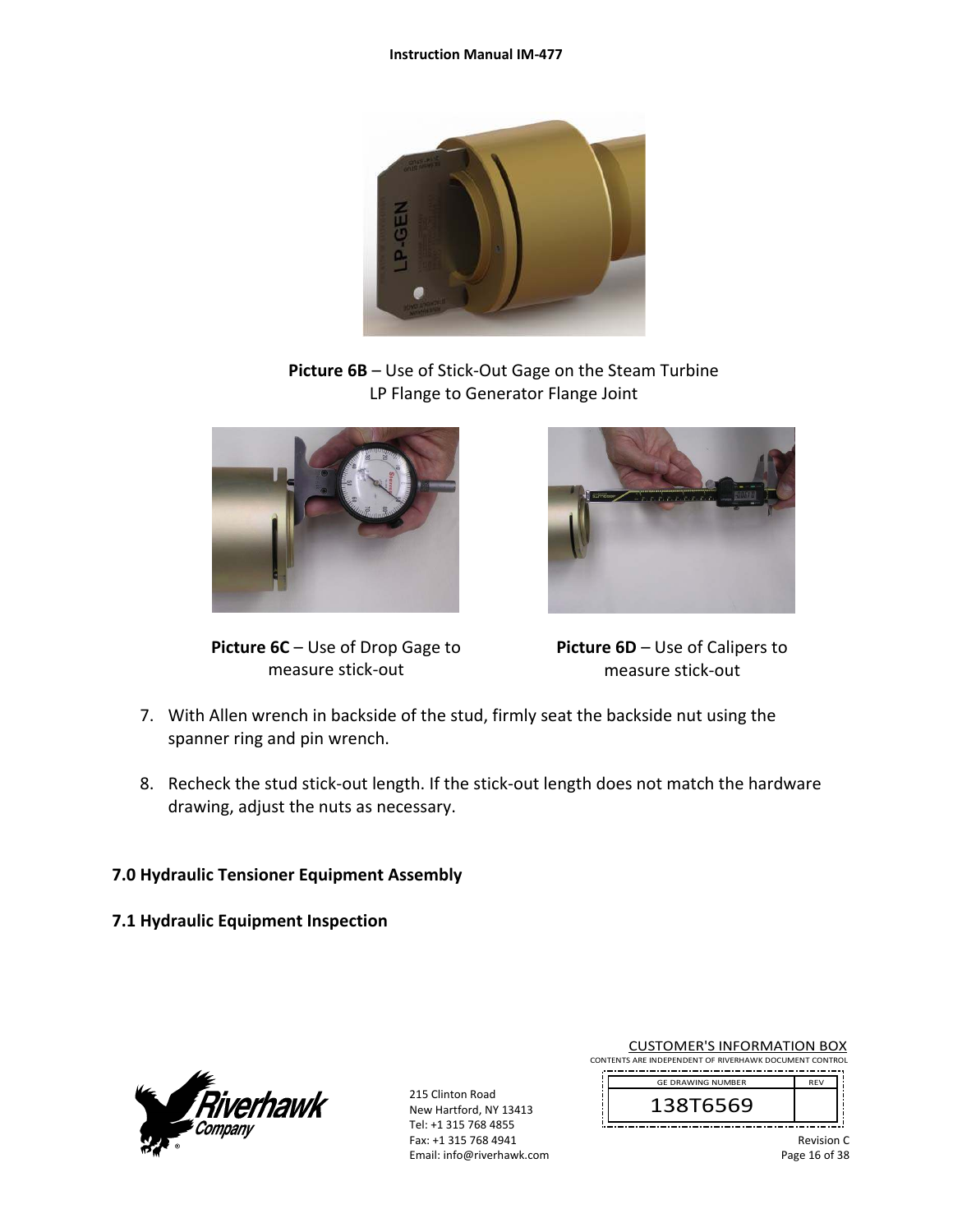**Picture 6B** – Use of Stick-Out Gage on the Steam Turbine LP Flange to Generator Flange Joint

**Picture 6C** – Use of Drop Gage to measure stick-out

**Picture 6D** – Use of Calipers to measure stick-out

7. With Allen wrench in backside of the stud, firmly seat the backside nut using the spanner ring and pin wrench.

8. Recheck the stud stick-out length. If the stick-out length does not match the hardware drawing, adjust the nuts as necessary.

## 7.0 Hydraulic Tensioner Equipment Assembly

### 7.1 Hydraulic Equipment Inspection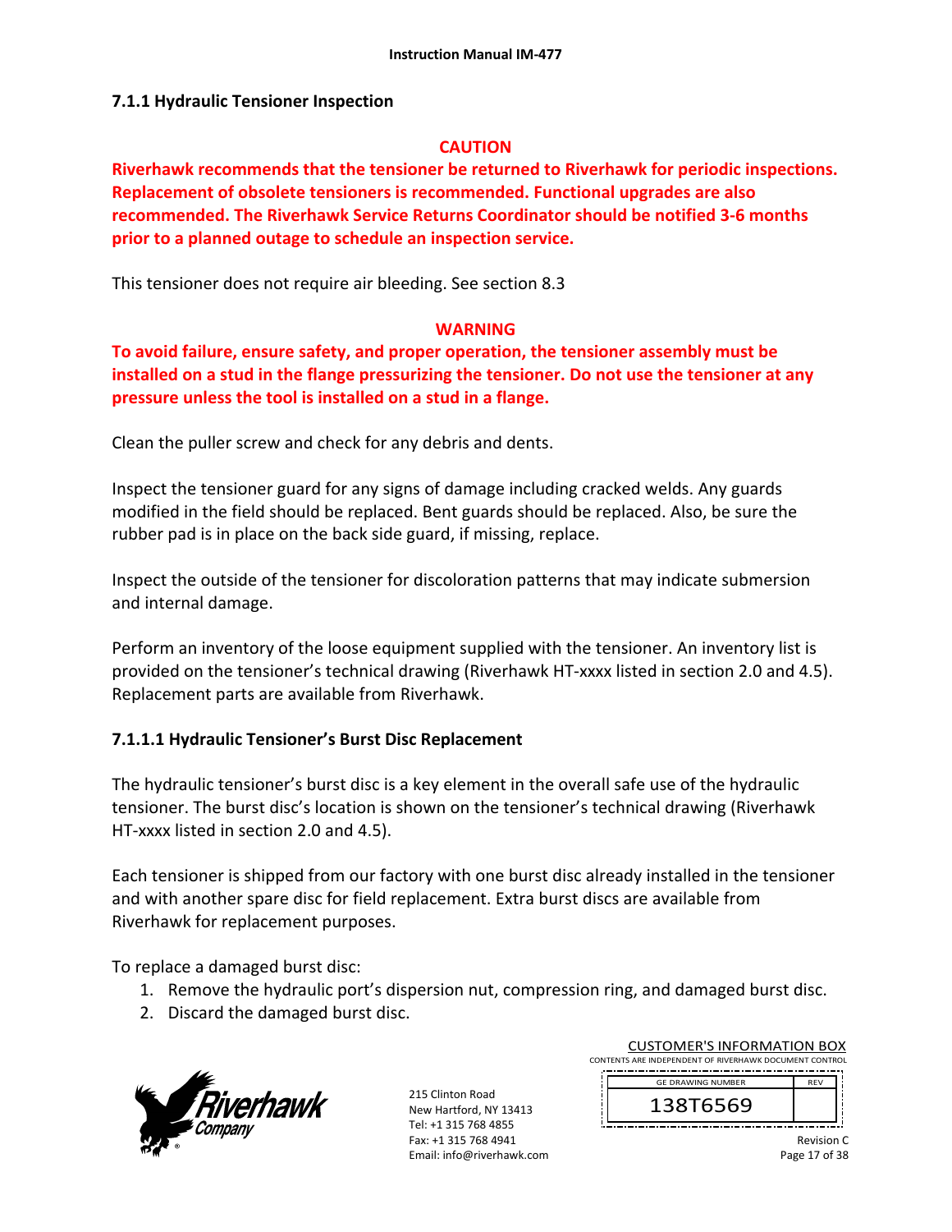### 7.1.1 Hydraulic Tensioner Inspection

**CAUTION**

**Riverhawk recommends that the tensioner be returned to Riverhawk for periodic inspections. Replacement of obsolete tensioners is recommended. Functional upgrades are also recommended. The Riverhawk Service Returns Coordinator should be notified 3-6 months prior to a planned outage to schedule an inspection service.**

This tensioner does not require air bleeding. See section 8.3

**WARNING**

**To avoid failure, ensure safety, and proper operation, the tensioner assembly must be installed on a stud in the flange pressurizing the tensioner. Do not use the tensioner at any pressure unless the tool is installed on a stud in a flange.**

Clean the puller screw and check for any debris and dents.

Inspect the tensioner guard for any signs of damage including cracked welds. Any guards modified in the field should be replaced. Bent guards should be replaced. Also, be sure the rubber pad is in place on the back side guard, if missing, replace.

Inspect the outside of the tensioner for discoloration patterns that may indicate submersion and internal damage.

Perform an inventory of the loose equipment supplied with the tensioner. An inventory list is provided on the tensioner's technical drawing (Riverhawk HT-xxxx listed in section 2.0 and 4.5). Replacement parts are available from Riverhawk.

#### 7.1.1.1 Hydraulic Tensioner's Burst Disc Replacement

The hydraulic tensioner's burst disc is a key element in the overall safe use of the hydraulic tensioner. The burst disc's location is shown on the tensioner's technical drawing (Riverhawk HT-xxxx listed in section 2.0 and 4.5).

Each tensioner is shipped from our factory with one burst disc already installed in the tensioner and with another spare disc for field replacement. Extra burst discs are available from Riverhawk for replacement purposes.

To replace a damaged burst disc:

1. Remove the hydraulic port's dispersion nut, compression ring, and damaged burst disc.
2. Discard the damaged burst disc.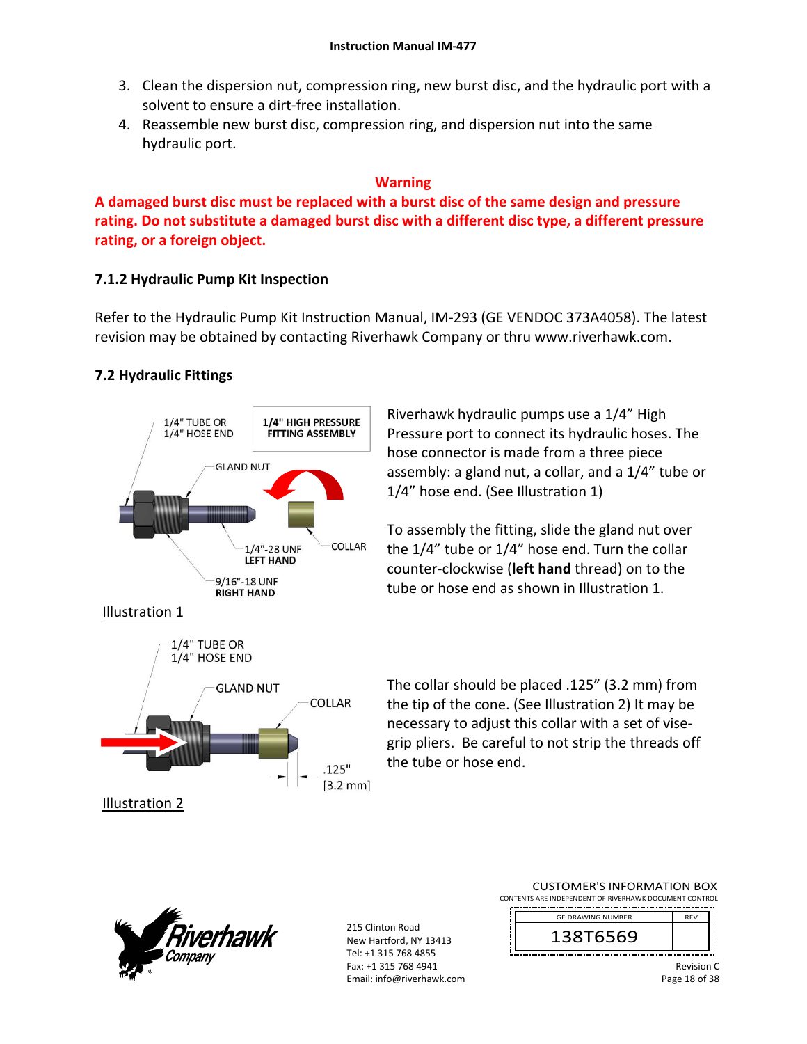3. Clean the dispersion nut, compression ring, new burst disc, and the hydraulic port with a solvent to ensure a dirt-free installation.
4. Reassemble new burst disc, compression ring, and dispersion nut into the same hydraulic port.

**Warning**

**A damaged burst disc must be replaced with a burst disc of the same design and pressure rating. Do not substitute a damaged burst disc with a different disc type, a different pressure rating, or a foreign object.**

### 7.1.2 Hydraulic Pump Kit Inspection

Refer to the Hydraulic Pump Kit Instruction Manual, IM-293 (GE VENDOC 373A4058). The latest revision may be obtained by contacting Riverhawk Company or thru www.riverhawk.com.

## 7.2 Hydraulic Fittings

Riverhawk hydraulic pumps use a 1/4" High Pressure port to connect its hydraulic hoses. The hose connector is made from a three piece assembly: a gland nut, a collar, and a 1/4" tube or 1/4" hose end. (See Illustration 1)

To assembly the fitting, slide the gland nut over the 1/4" tube or 1/4" hose end. Turn the collar counter-clockwise (**left hand** thread) on to the tube or hose end as shown in Illustration 1.

Illustration 1

The collar should be placed .125" (3.2 mm) from the tip of the cone. (See Illustration 2) It may be necessary to adjust this collar with a set of vise-grip pliers. Be careful to not strip the threads off the tube or hose end.

Illustration 2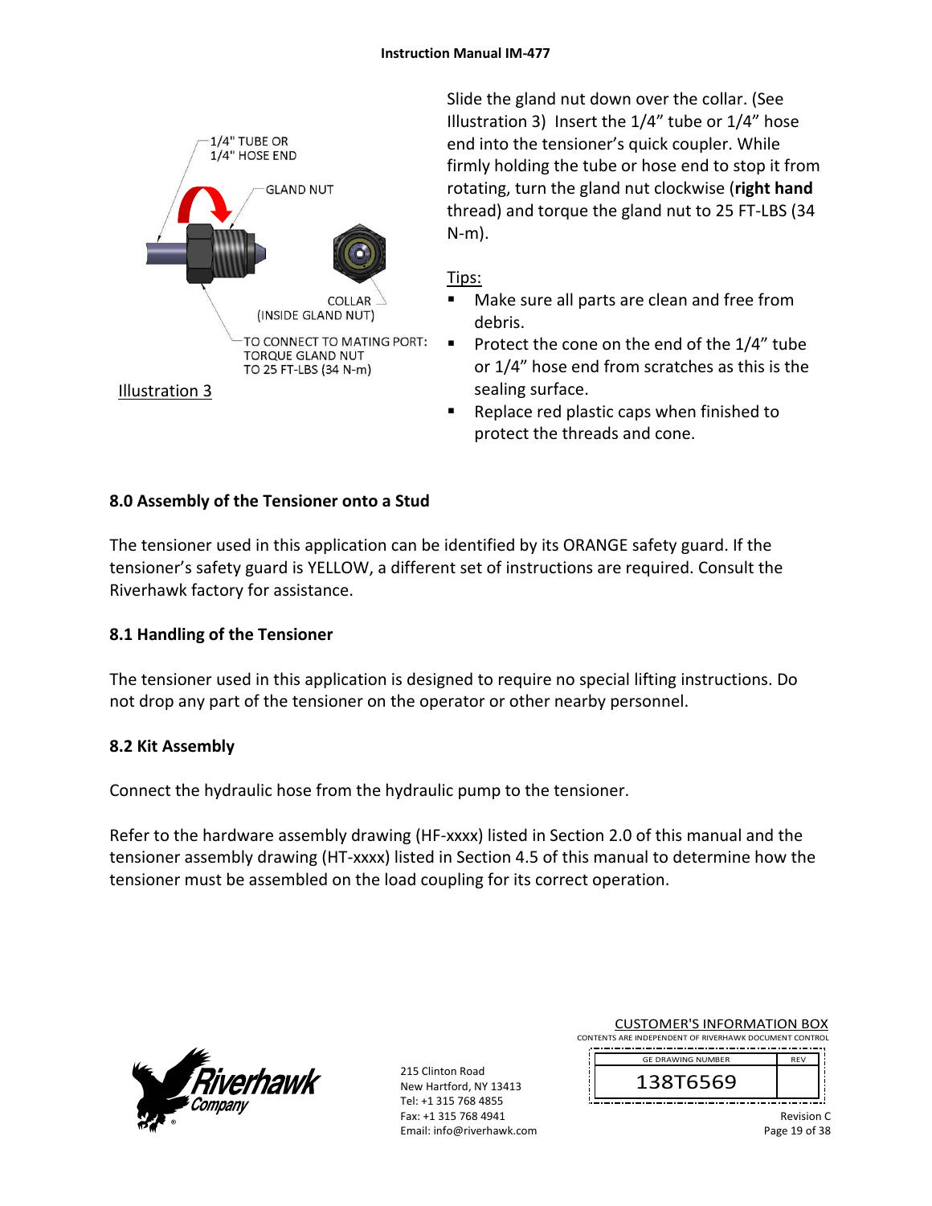1/4" TUBE OR
1/4" HOSE END

GLAND NUT

COLLAR
(INSIDE GLAND NUT)

TO CONNECT TO MATING PORT:
TORQUE GLAND NUT
TO 25 FT-LBS (34 N-m)

Illustration 3

Slide the gland nut down over the collar. (See Illustration 3) Insert the 1/4" tube or 1/4" hose end into the tensioner's quick coupler. While firmly holding the tube or hose end to stop it from rotating, turn the gland nut clockwise (**right hand** thread) and torque the gland nut to 25 FT-LBS (34 N-m).

Tips:

- Make sure all parts are clean and free from debris.
- Protect the cone on the end of the 1/4" tube or 1/4" hose end from scratches as this is the sealing surface.
- Replace red plastic caps when finished to protect the threads and cone.

## 8.0 Assembly of the Tensioner onto a Stud

The tensioner used in this application can be identified by its ORANGE safety guard. If the tensioner's safety guard is YELLOW, a different set of instructions are required. Consult the Riverhawk factory for assistance.

### 8.1 Handling of the Tensioner

The tensioner used in this application is designed to require no special lifting instructions. Do not drop any part of the tensioner on the operator or other nearby personnel.

### 8.2 Kit Assembly

Connect the hydraulic hose from the hydraulic pump to the tensioner.

Refer to the hardware assembly drawing (HF-xxxx) listed in Section 2.0 of this manual and the tensioner assembly drawing (HT-xxxx) listed in Section 4.5 of this manual to determine how the tensioner must be assembled on the load coupling for its correct operation.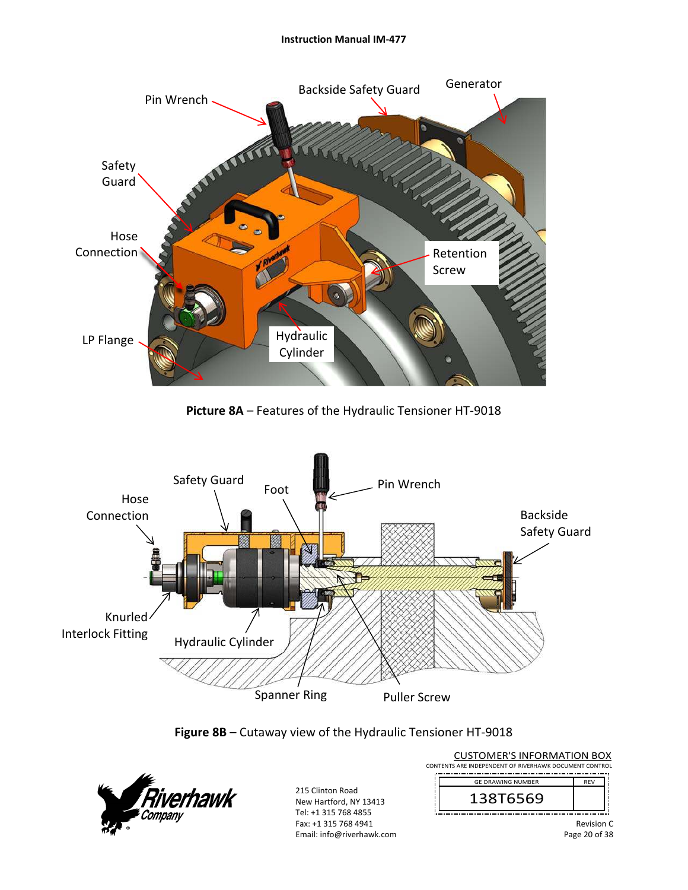Pin Wrench

Backside Safety Guard

Generator

Safety Guard

Hose Connection

Retention Screw

Hydraulic Cylinder

LP Flange

**Picture 8A** – Features of the Hydraulic Tensioner HT-9018

Safety Guard

Foot

Pin Wrench

Hose Connection

Backside Safety Guard

Knurled Interlock Fitting

Hydraulic Cylinder

Spanner Ring

Puller Screw

**Figure 8B** – Cutaway view of the Hydraulic Tensioner HT-9018

215 Clinton Road
New Hartford, NY 13413
Tel: +1 315 768 4855
Fax: +1 315 768 4941
Email: info@riverhawk.com

CUSTOMER'S INFORMATION BOX
CONTENTS ARE INDEPENDENT OF RIVERHAWK DOCUMENT CONTROL

| GE DRAWING NUMBER | REV |
|---|---|
| 138T6569 | |

Revision C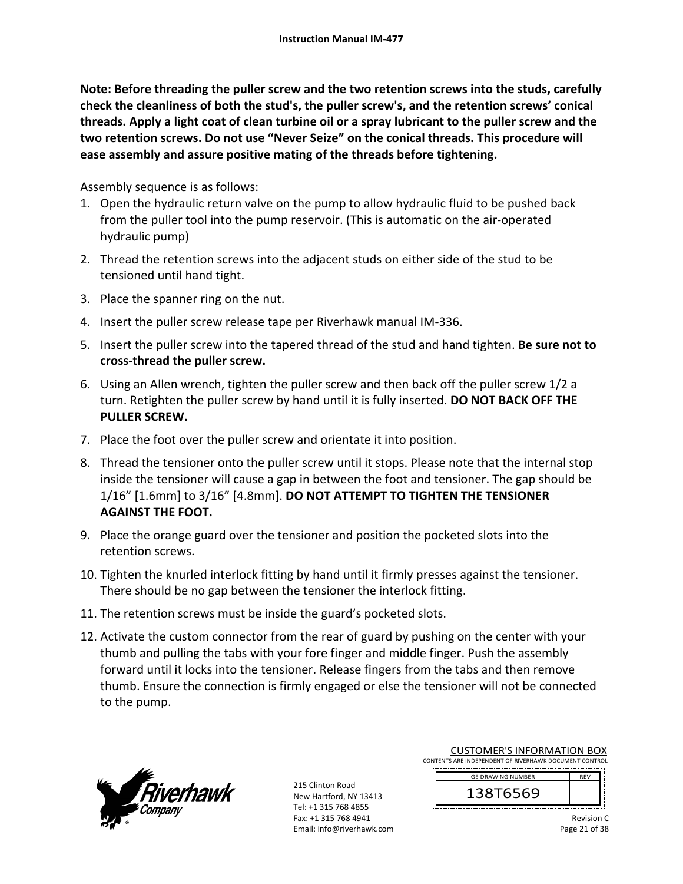**Note: Before threading the puller screw and the two retention screws into the studs, carefully check the cleanliness of both the stud's, the puller screw's, and the retention screws' conical threads. Apply a light coat of clean turbine oil or a spray lubricant to the puller screw and the two retention screws. Do not use "Never Seize" on the conical threads. This procedure will ease assembly and assure positive mating of the threads before tightening.**

Assembly sequence is as follows:

1. Open the hydraulic return valve on the pump to allow hydraulic fluid to be pushed back from the puller tool into the pump reservoir. (This is automatic on the air-operated hydraulic pump)
2. Thread the retention screws into the adjacent studs on either side of the stud to be tensioned until hand tight.
3. Place the spanner ring on the nut.
4. Insert the puller screw release tape per Riverhawk manual IM-336.
5. Insert the puller screw into the tapered thread of the stud and hand tighten. **Be sure not to cross-thread the puller screw.**
6. Using an Allen wrench, tighten the puller screw and then back off the puller screw 1/2 a turn. Retighten the puller screw by hand until it is fully inserted. **DO NOT BACK OFF THE PULLER SCREW.**
7. Place the foot over the puller screw and orientate it into position.
8. Thread the tensioner onto the puller screw until it stops. Please note that the internal stop inside the tensioner will cause a gap in between the foot and tensioner. The gap should be 1/16" [1.6mm] to 3/16" [4.8mm]. **DO NOT ATTEMPT TO TIGHTEN THE TENSIONER AGAINST THE FOOT.**
9. Place the orange guard over the tensioner and position the pocketed slots into the retention screws.
10. Tighten the knurled interlock fitting by hand until it firmly presses against the tensioner. There should be no gap between the tensioner the interlock fitting.
11. The retention screws must be inside the guard's pocketed slots.
12. Activate the custom connector from the rear of guard by pushing on the center with your thumb and pulling the tabs with your fore finger and middle finger. Push the assembly forward until it locks into the tensioner. Release fingers from the tabs and then remove thumb. Ensure the connection is firmly engaged or else the tensioner will not be connected to the pump.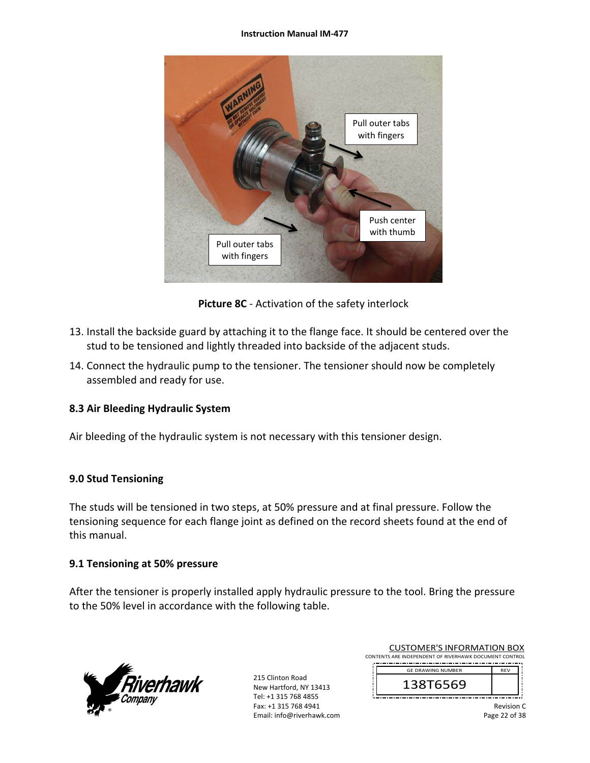**Picture 8C** - Activation of the safety interlock

13. Install the backside guard by attaching it to the flange face. It should be centered over the stud to be tensioned and lightly threaded into backside of the adjacent studs.
14. Connect the hydraulic pump to the tensioner. The tensioner should now be completely assembled and ready for use.

### 8.3 Air Bleeding Hydraulic System

Air bleeding of the hydraulic system is not necessary with this tensioner design.

## 9.0 Stud Tensioning

The studs will be tensioned in two steps, at 50% pressure and at final pressure. Follow the tensioning sequence for each flange joint as defined on the record sheets found at the end of this manual.

### 9.1 Tensioning at 50% pressure

After the tensioner is properly installed apply hydraulic pressure to the tool. Bring the pressure to the 50% level in accordance with the following table.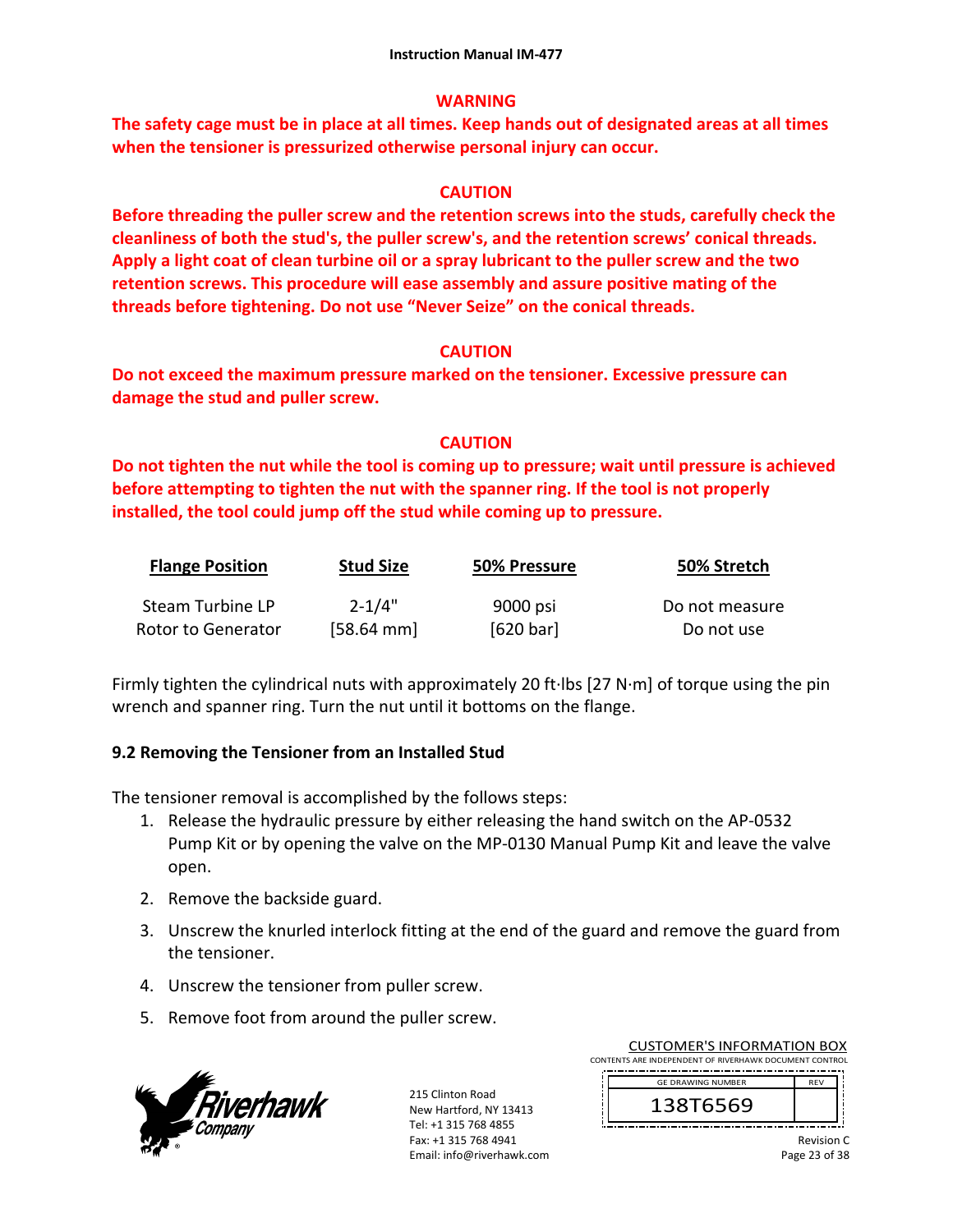**WARNING**

**The safety cage must be in place at all times. Keep hands out of designated areas at all times when the tensioner is pressurized otherwise personal injury can occur.**

**CAUTION**

**Before threading the puller screw and the retention screws into the studs, carefully check the cleanliness of both the stud's, the puller screw's, and the retention screws' conical threads. Apply a light coat of clean turbine oil or a spray lubricant to the puller screw and the two retention screws. This procedure will ease assembly and assure positive mating of the threads before tightening. Do not use "Never Seize" on the conical threads.**

**CAUTION**

**Do not exceed the maximum pressure marked on the tensioner. Excessive pressure can damage the stud and puller screw.**

**CAUTION**

**Do not tighten the nut while the tool is coming up to pressure; wait until pressure is achieved before attempting to tighten the nut with the spanner ring. If the tool is not properly installed, the tool could jump off the stud while coming up to pressure.**

| Flange Position | Stud Size | 50% Pressure | 50% Stretch |
|---|---|---|---|
| Steam Turbine LP Rotor to Generator | 2-1/4" [58.64 mm] | 9000 psi [620 bar] | Do not measure Do not use |

Firmly tighten the cylindrical nuts with approximately 20 ft·lbs [27 N·m] of torque using the pin wrench and spanner ring. Turn the nut until it bottoms on the flange.

### 9.2 Removing the Tensioner from an Installed Stud

The tensioner removal is accomplished by the follows steps:

1. Release the hydraulic pressure by either releasing the hand switch on the AP-0532 Pump Kit or by opening the valve on the MP-0130 Manual Pump Kit and leave the valve open.
2. Remove the backside guard.
3. Unscrew the knurled interlock fitting at the end of the guard and remove the guard from the tensioner.
4. Unscrew the tensioner from puller screw.
5. Remove foot from around the puller screw.

215 Clinton Road
New Hartford, NY 13413
Tel: +1 315 768 4855
Fax: +1 315 768 4941
Email: info@riverhawk.com

CUSTOMER'S INFORMATION BOX
CONTENTS ARE INDEPENDENT OF RIVERHAWK DOCUMENT CONTROL

| GE DRAWING NUMBER | REV |
|---|---|
| 138T6569 | |

Revision C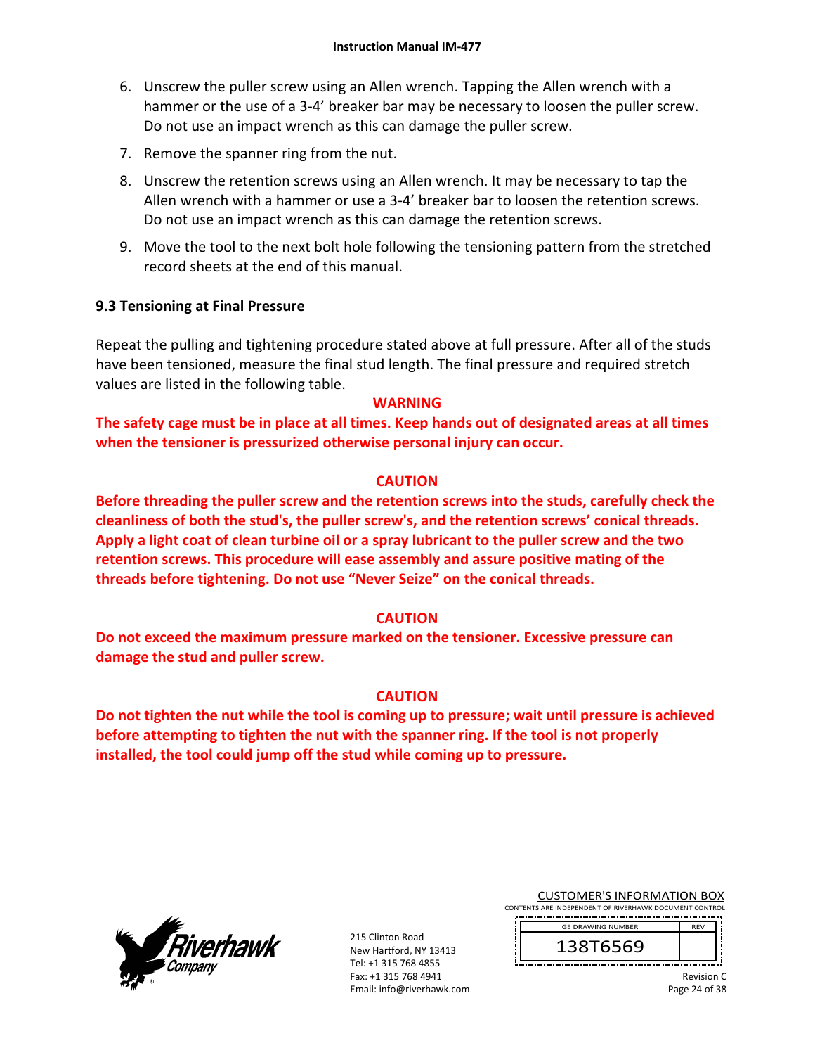6. Unscrew the puller screw using an Allen wrench. Tapping the Allen wrench with a hammer or the use of a 3-4' breaker bar may be necessary to loosen the puller screw. Do not use an impact wrench as this can damage the puller screw.
7. Remove the spanner ring from the nut.
8. Unscrew the retention screws using an Allen wrench. It may be necessary to tap the Allen wrench with a hammer or use a 3-4' breaker bar to loosen the retention screws. Do not use an impact wrench as this can damage the retention screws.
9. Move the tool to the next bolt hole following the tensioning pattern from the stretched record sheets at the end of this manual.

## 9.3 Tensioning at Final Pressure

Repeat the pulling and tightening procedure stated above at full pressure. After all of the studs have been tensioned, measure the final stud length. The final pressure and required stretch values are listed in the following table.

**WARNING**

**The safety cage must be in place at all times. Keep hands out of designated areas at all times when the tensioner is pressurized otherwise personal injury can occur.**

**CAUTION**

**Before threading the puller screw and the retention screws into the studs, carefully check the cleanliness of both the stud's, the puller screw's, and the retention screws' conical threads. Apply a light coat of clean turbine oil or a spray lubricant to the puller screw and the two retention screws. This procedure will ease assembly and assure positive mating of the threads before tightening. Do not use "Never Seize" on the conical threads.**

**CAUTION**

**Do not exceed the maximum pressure marked on the tensioner. Excessive pressure can damage the stud and puller screw.**

**CAUTION**

**Do not tighten the nut while the tool is coming up to pressure; wait until pressure is achieved before attempting to tighten the nut with the spanner ring. If the tool is not properly installed, the tool could jump off the stud while coming up to pressure.**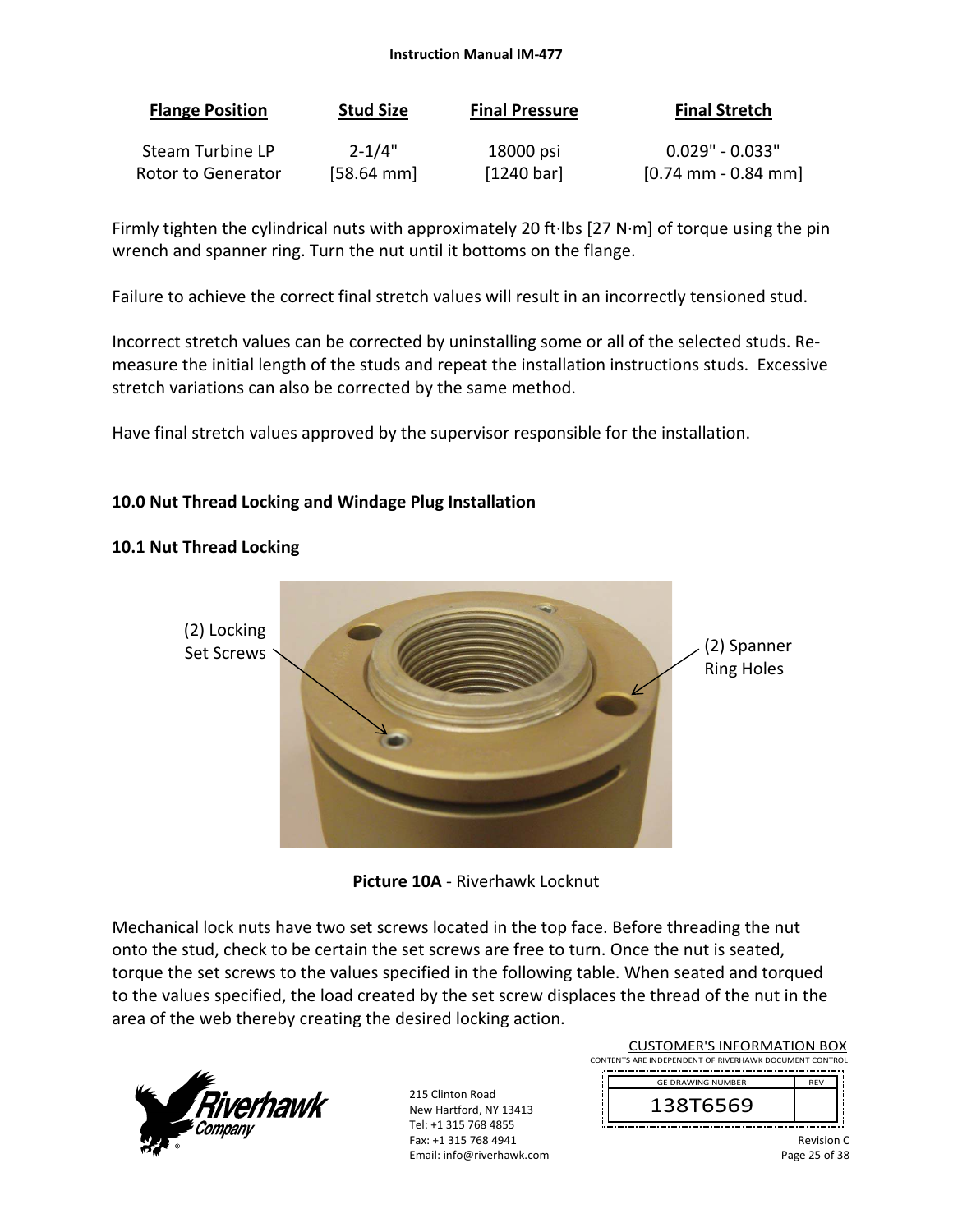| Flange Position | Stud Size | Final Pressure | Final Stretch |
|---|---|---|---|
| Steam Turbine LP Rotor to Generator | 2-1/4" [58.64 mm] | 18000 psi [1240 bar] | 0.029" - 0.033" [0.74 mm - 0.84 mm] |

Firmly tighten the cylindrical nuts with approximately 20 ft·lbs [27 N·m] of torque using the pin wrench and spanner ring. Turn the nut until it bottoms on the flange.

Failure to achieve the correct final stretch values will result in an incorrectly tensioned stud.

Incorrect stretch values can be corrected by uninstalling some or all of the selected studs. Re-measure the initial length of the studs and repeat the installation instructions studs. Excessive stretch variations can also be corrected by the same method.

Have final stretch values approved by the supervisor responsible for the installation.

## 10.0 Nut Thread Locking and Windage Plug Installation

### 10.1 Nut Thread Locking

(2) Locking Set Screws

(2) Spanner Ring Holes

**Picture 10A** - Riverhawk Locknut

Mechanical lock nuts have two set screws located in the top face. Before threading the nut onto the stud, check to be certain the set screws are free to turn. Once the nut is seated, torque the set screws to the values specified in the following table. When seated and torqued to the values specified, the load created by the set screw displaces the thread of the nut in the area of the web thereby creating the desired locking action.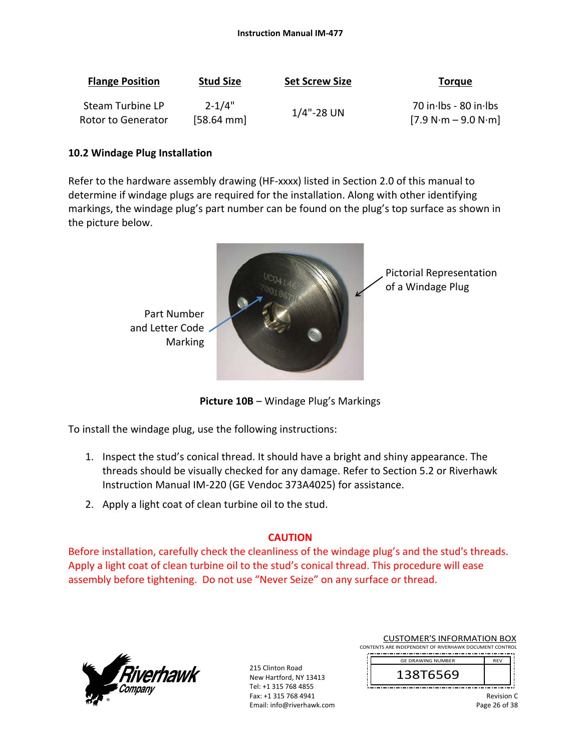| Flange Position | Stud Size | Set Screw Size | Torque |
|---|---|---|---|
| Steam Turbine LP Rotor to Generator | 2-1/4" [58.64 mm] | 1/4"-28 UN | 70 in·lbs - 80 in·lbs [7.9 N·m – 9.0 N·m] |

### 10.2 Windage Plug Installation

Refer to the hardware assembly drawing (HF-xxxx) listed in Section 2.0 of this manual to determine if windage plugs are required for the installation. Along with other identifying markings, the windage plug's part number can be found on the plug's top surface as shown in the picture below.

Part Number and Letter Code Marking

Pictorial Representation of a Windage Plug

**Picture 10B** – Windage Plug's Markings

To install the windage plug, use the following instructions:

1. Inspect the stud's conical thread. It should have a bright and shiny appearance. The threads should be visually checked for any damage. Refer to Section 5.2 or Riverhawk Instruction Manual IM-220 (GE Vendoc 373A4025) for assistance.
2. Apply a light coat of clean turbine oil to the stud.

**CAUTION**

Before installation, carefully check the cleanliness of the windage plug's and the stud's threads. Apply a light coat of clean turbine oil to the stud's conical thread. This procedure will ease assembly before tightening. Do not use "Never Seize" on any surface or thread.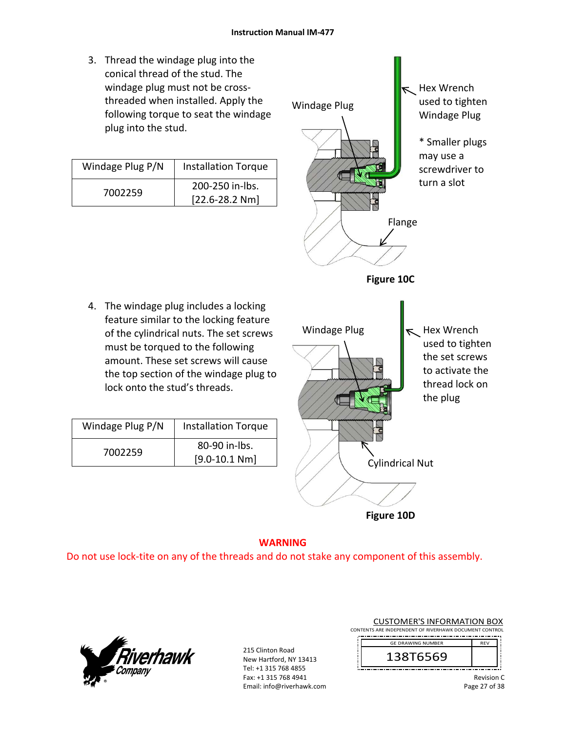3. Thread the windage plug into the conical thread of the stud. The windage plug must not be cross-threaded when installed. Apply the following torque to seat the windage plug into the stud.

| Windage Plug P/N | Installation Torque |
|---|---|
| 7002259 | 200-250 in-lbs. [22.6-28.2 Nm] |

Windage Plug

Hex Wrench used to tighten Windage Plug

* Smaller plugs may use a screwdriver to turn a slot

Flange

**Figure 10C**

4. The windage plug includes a locking feature similar to the locking feature of the cylindrical nuts. The set screws must be torqued to the following amount. These set screws will cause the top section of the windage plug to lock onto the stud's threads.

| Windage Plug P/N | Installation Torque |
|---|---|
| 7002259 | 80-90 in-lbs. [9.0-10.1 Nm] |

Windage Plug

Hex Wrench used to tighten the set screws to activate the thread lock on the plug

Cylindrical Nut

**Figure 10D**

**WARNING**

Do not use lock-tite on any of the threads and do not stake any component of this assembly.

215 Clinton Road
New Hartford, NY 13413
Tel: +1 315 768 4855
Fax: +1 315 768 4941
Email: info@riverhawk.com

CUSTOMER'S INFORMATION BOX
CONTENTS ARE INDEPENDENT OF RIVERHAWK DOCUMENT CONTROL

| GE DRAWING NUMBER | REV |
|---|---|
| 138T6569 | |

Revision C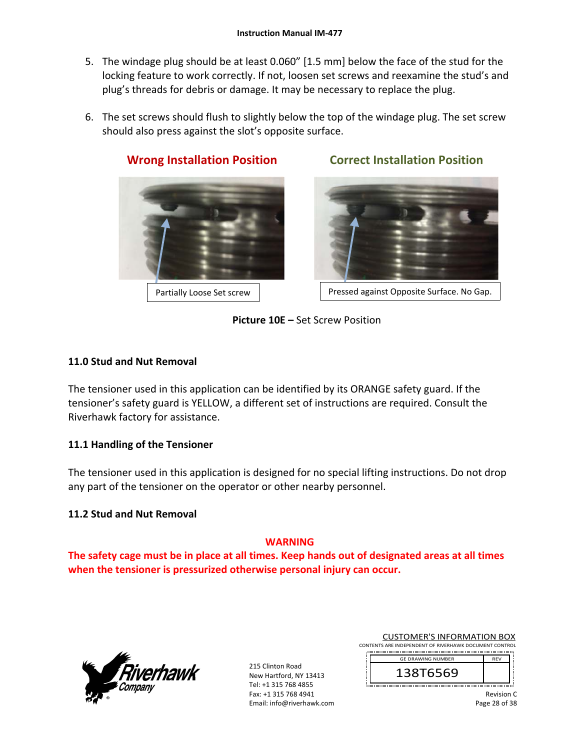5. The windage plug should be at least 0.060" [1.5 mm] below the face of the stud for the locking feature to work correctly. If not, loosen set screws and reexamine the stud's and plug's threads for debris or damage. It may be necessary to replace the plug.

6. The set screws should flush to slightly below the top of the windage plug. The set screw should also press against the slot's opposite surface.

**Wrong Installation Position** — Partially Loose Set screw

**Correct Installation Position** — Pressed against Opposite Surface. No Gap.

**Picture 10E –** Set Screw Position

### 11.0 Stud and Nut Removal

The tensioner used in this application can be identified by its ORANGE safety guard. If the tensioner's safety guard is YELLOW, a different set of instructions are required. Consult the Riverhawk factory for assistance.

### 11.1 Handling of the Tensioner

The tensioner used in this application is designed for no special lifting instructions. Do not drop any part of the tensioner on the operator or other nearby personnel.

### 11.2 Stud and Nut Removal

**WARNING**

**The safety cage must be in place at all times. Keep hands out of designated areas at all times when the tensioner is pressurized otherwise personal injury can occur.**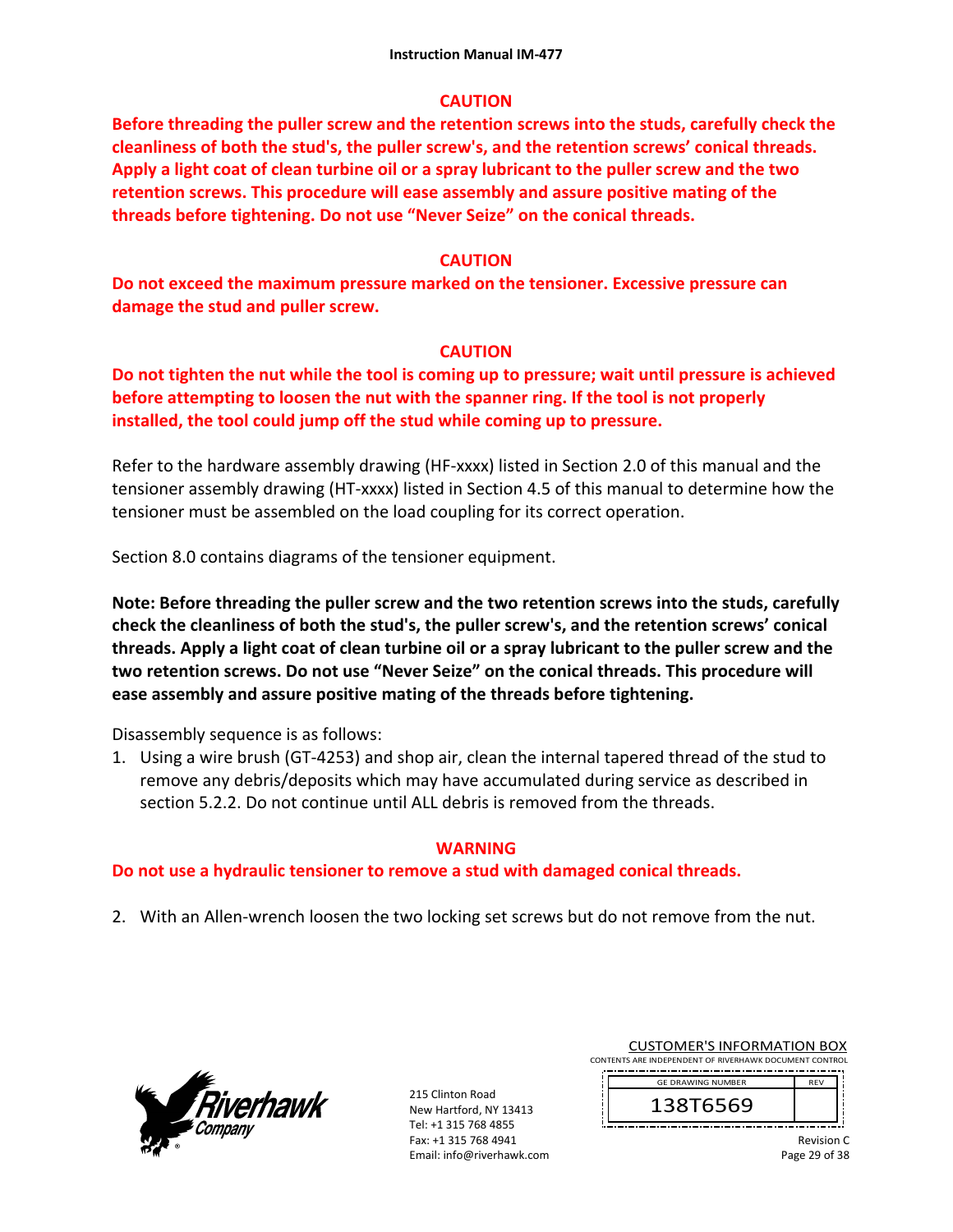**CAUTION**

**Before threading the puller screw and the retention screws into the studs, carefully check the cleanliness of both the stud's, the puller screw's, and the retention screws' conical threads. Apply a light coat of clean turbine oil or a spray lubricant to the puller screw and the two retention screws. This procedure will ease assembly and assure positive mating of the threads before tightening. Do not use "Never Seize" on the conical threads.**

**CAUTION**

**Do not exceed the maximum pressure marked on the tensioner. Excessive pressure can damage the stud and puller screw.**

**CAUTION**

**Do not tighten the nut while the tool is coming up to pressure; wait until pressure is achieved before attempting to loosen the nut with the spanner ring. If the tool is not properly installed, the tool could jump off the stud while coming up to pressure.**

Refer to the hardware assembly drawing (HF-xxxx) listed in Section 2.0 of this manual and the tensioner assembly drawing (HT-xxxx) listed in Section 4.5 of this manual to determine how the tensioner must be assembled on the load coupling for its correct operation.

Section 8.0 contains diagrams of the tensioner equipment.

**Note: Before threading the puller screw and the two retention screws into the studs, carefully check the cleanliness of both the stud's, the puller screw's, and the retention screws' conical threads. Apply a light coat of clean turbine oil or a spray lubricant to the puller screw and the two retention screws. Do not use "Never Seize" on the conical threads. This procedure will ease assembly and assure positive mating of the threads before tightening.**

Disassembly sequence is as follows:

1. Using a wire brush (GT-4253) and shop air, clean the internal tapered thread of the stud to remove any debris/deposits which may have accumulated during service as described in section 5.2.2. Do not continue until ALL debris is removed from the threads.

**WARNING**

**Do not use a hydraulic tensioner to remove a stud with damaged conical threads.**

2. With an Allen-wrench loosen the two locking set screws but do not remove from the nut.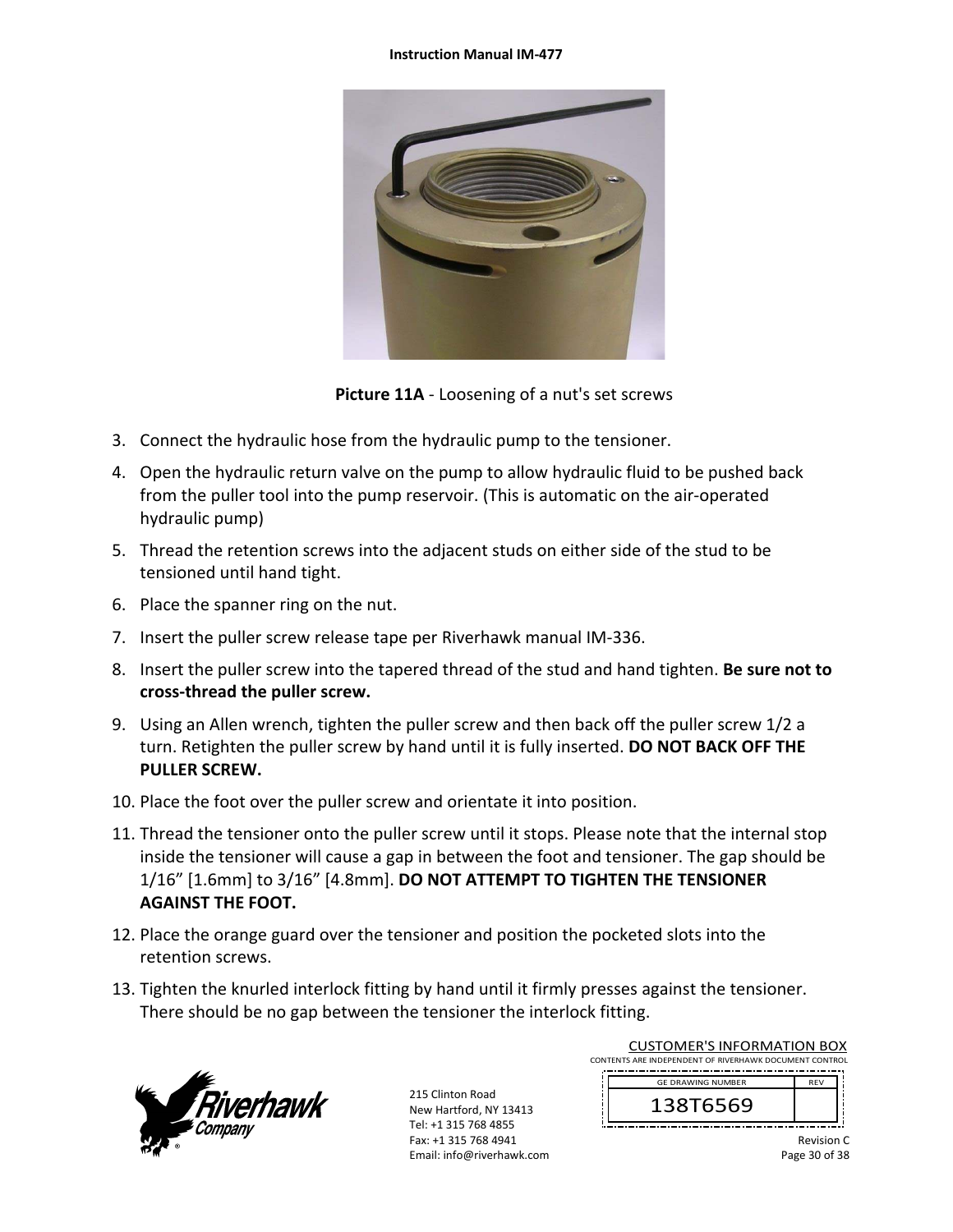**Picture 11A** - Loosening of a nut's set screws

3. Connect the hydraulic hose from the hydraulic pump to the tensioner.
4. Open the hydraulic return valve on the pump to allow hydraulic fluid to be pushed back from the puller tool into the pump reservoir. (This is automatic on the air-operated hydraulic pump)
5. Thread the retention screws into the adjacent studs on either side of the stud to be tensioned until hand tight.
6. Place the spanner ring on the nut.
7. Insert the puller screw release tape per Riverhawk manual IM-336.
8. Insert the puller screw into the tapered thread of the stud and hand tighten. **Be sure not to cross-thread the puller screw.**
9. Using an Allen wrench, tighten the puller screw and then back off the puller screw 1/2 a turn. Retighten the puller screw by hand until it is fully inserted. **DO NOT BACK OFF THE PULLER SCREW.**
10. Place the foot over the puller screw and orientate it into position.
11. Thread the tensioner onto the puller screw until it stops. Please note that the internal stop inside the tensioner will cause a gap in between the foot and tensioner. The gap should be 1/16” [1.6mm] to 3/16” [4.8mm]. **DO NOT ATTEMPT TO TIGHTEN THE TENSIONER AGAINST THE FOOT.**
12. Place the orange guard over the tensioner and position the pocketed slots into the retention screws.
13. Tighten the knurled interlock fitting by hand until it firmly presses against the tensioner. There should be no gap between the tensioner the interlock fitting.

215 Clinton Road
New Hartford, NY 13413
Tel: +1 315 768 4855
Fax: +1 315 768 4941
Email: info@riverhawk.com

CUSTOMER'S INFORMATION BOX
CONTENTS ARE INDEPENDENT OF RIVERHAWK DOCUMENT CONTROL

| GE DRAWING NUMBER | REV |
|---|---|
| 138T6569 | |

Revision C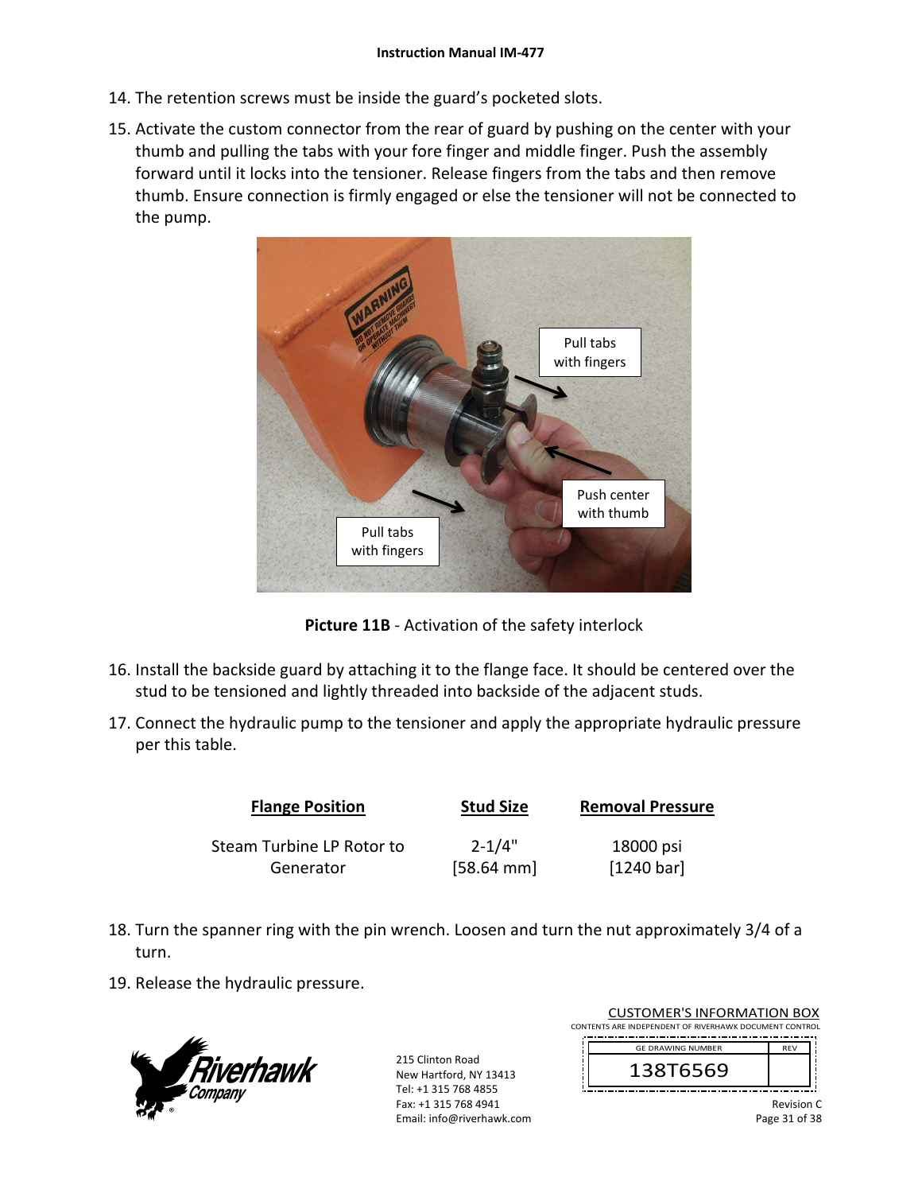14. The retention screws must be inside the guard's pocketed slots.
15. Activate the custom connector from the rear of guard by pushing on the center with your thumb and pulling the tabs with your fore finger and middle finger. Push the assembly forward until it locks into the tensioner. Release fingers from the tabs and then remove thumb. Ensure connection is firmly engaged or else the tensioner will not be connected to the pump.

**Picture 11B** - Activation of the safety interlock

16. Install the backside guard by attaching it to the flange face. It should be centered over the stud to be tensioned and lightly threaded into backside of the adjacent studs.
17. Connect the hydraulic pump to the tensioner and apply the appropriate hydraulic pressure per this table.

| Flange Position | Stud Size | Removal Pressure |
|---|---|---|
| Steam Turbine LP Rotor to Generator | 2-1/4" [58.64 mm] | 18000 psi [1240 bar] |

18. Turn the spanner ring with the pin wrench. Loosen and turn the nut approximately 3/4 of a turn.
19. Release the hydraulic pressure.

215 Clinton Road
New Hartford, NY 13413
Tel: +1 315 768 4855
Fax: +1 315 768 4941
Email: info@riverhawk.com

CUSTOMER'S INFORMATION BOX
CONTENTS ARE INDEPENDENT OF RIVERHAWK DOCUMENT CONTROL

| GE DRAWING NUMBER | REV |
|---|---|
| 138T6569 | |

Revision C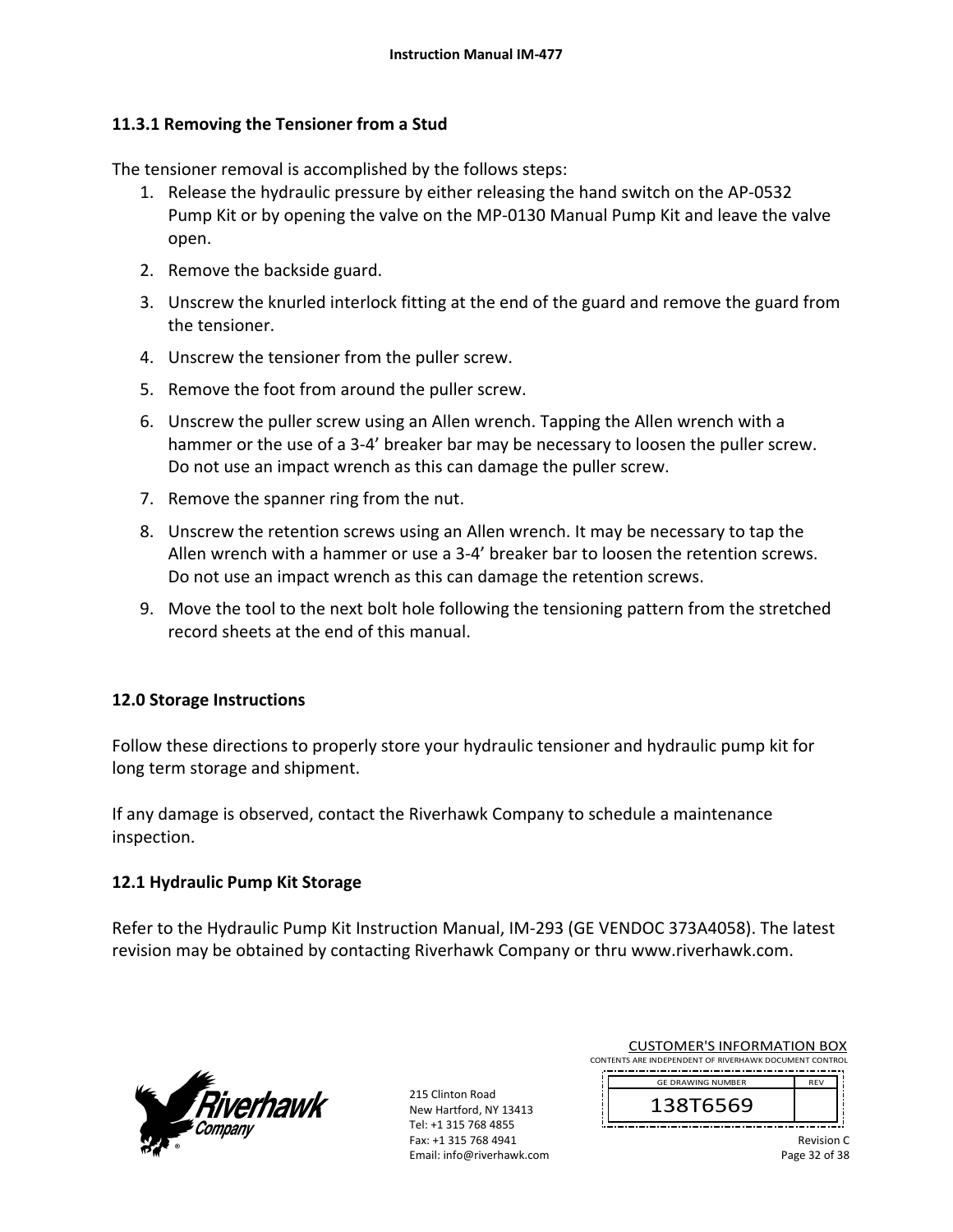### 11.3.1 Removing the Tensioner from a Stud

The tensioner removal is accomplished by the follows steps:

1. Release the hydraulic pressure by either releasing the hand switch on the AP-0532 Pump Kit or by opening the valve on the MP-0130 Manual Pump Kit and leave the valve open.
2. Remove the backside guard.
3. Unscrew the knurled interlock fitting at the end of the guard and remove the guard from the tensioner.
4. Unscrew the tensioner from the puller screw.
5. Remove the foot from around the puller screw.
6. Unscrew the puller screw using an Allen wrench. Tapping the Allen wrench with a hammer or the use of a 3-4' breaker bar may be necessary to loosen the puller screw. Do not use an impact wrench as this can damage the puller screw.
7. Remove the spanner ring from the nut.
8. Unscrew the retention screws using an Allen wrench. It may be necessary to tap the Allen wrench with a hammer or use a 3-4' breaker bar to loosen the retention screws. Do not use an impact wrench as this can damage the retention screws.
9. Move the tool to the next bolt hole following the tensioning pattern from the stretched record sheets at the end of this manual.

## 12.0 Storage Instructions

Follow these directions to properly store your hydraulic tensioner and hydraulic pump kit for long term storage and shipment.

If any damage is observed, contact the Riverhawk Company to schedule a maintenance inspection.

### 12.1 Hydraulic Pump Kit Storage

Refer to the Hydraulic Pump Kit Instruction Manual, IM-293 (GE VENDOC 373A4058). The latest revision may be obtained by contacting Riverhawk Company or thru www.riverhawk.com.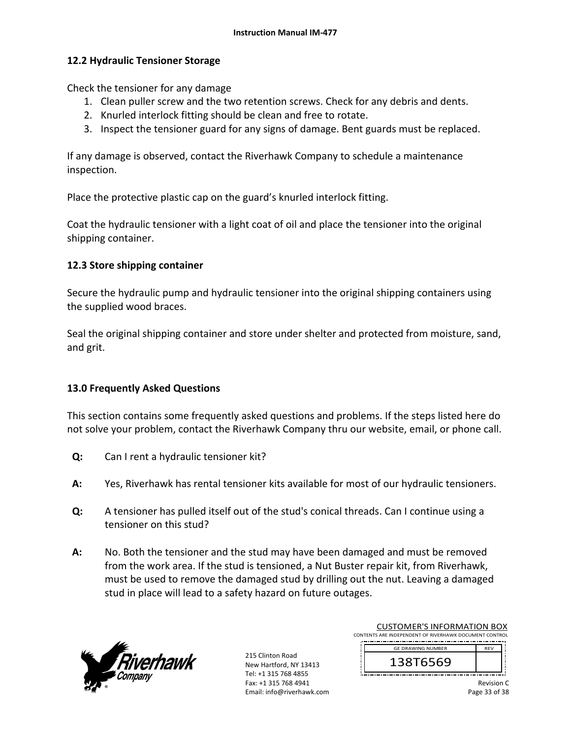## 12.2 Hydraulic Tensioner Storage

Check the tensioner for any damage

1. Clean puller screw and the two retention screws. Check for any debris and dents.
2. Knurled interlock fitting should be clean and free to rotate.
3. Inspect the tensioner guard for any signs of damage. Bent guards must be replaced.

If any damage is observed, contact the Riverhawk Company to schedule a maintenance inspection.

Place the protective plastic cap on the guard's knurled interlock fitting.

Coat the hydraulic tensioner with a light coat of oil and place the tensioner into the original shipping container.

## 12.3 Store shipping container

Secure the hydraulic pump and hydraulic tensioner into the original shipping containers using the supplied wood braces.

Seal the original shipping container and store under shelter and protected from moisture, sand, and grit.

# 13.0 Frequently Asked Questions

This section contains some frequently asked questions and problems. If the steps listed here do not solve your problem, contact the Riverhawk Company thru our website, email, or phone call.

**Q:** Can I rent a hydraulic tensioner kit?

**A:** Yes, Riverhawk has rental tensioner kits available for most of our hydraulic tensioners.

**Q:** A tensioner has pulled itself out of the stud's conical threads. Can I continue using a tensioner on this stud?

**A:** No. Both the tensioner and the stud may have been damaged and must be removed from the work area. If the stud is tensioned, a Nut Buster repair kit, from Riverhawk, must be used to remove the damaged stud by drilling out the nut. Leaving a damaged stud in place will lead to a safety hazard on future outages.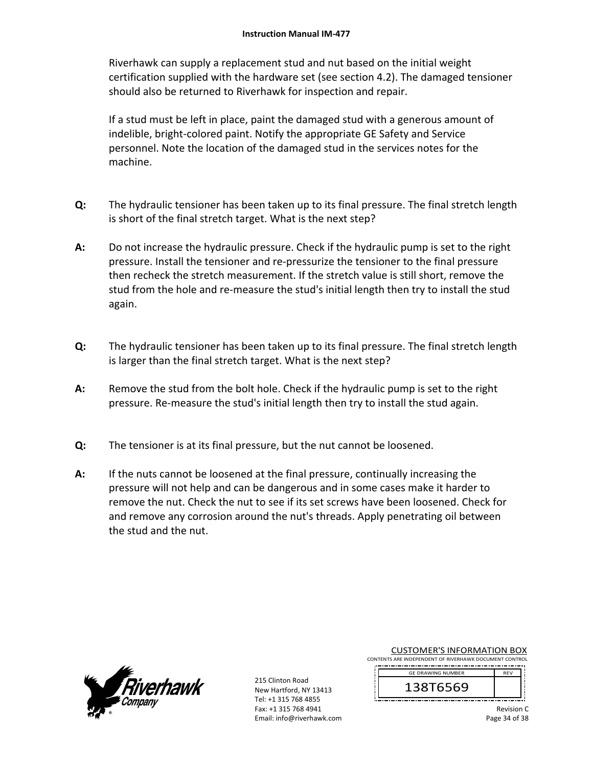Riverhawk can supply a replacement stud and nut based on the initial weight certification supplied with the hardware set (see section 4.2). The damaged tensioner should also be returned to Riverhawk for inspection and repair.

If a stud must be left in place, paint the damaged stud with a generous amount of indelible, bright-colored paint. Notify the appropriate GE Safety and Service personnel. Note the location of the damaged stud in the services notes for the machine.

**Q:** The hydraulic tensioner has been taken up to its final pressure. The final stretch length is short of the final stretch target. What is the next step?

**A:** Do not increase the hydraulic pressure. Check if the hydraulic pump is set to the right pressure. Install the tensioner and re-pressurize the tensioner to the final pressure then recheck the stretch measurement. If the stretch value is still short, remove the stud from the hole and re-measure the stud's initial length then try to install the stud again.

**Q:** The hydraulic tensioner has been taken up to its final pressure. The final stretch length is larger than the final stretch target. What is the next step?

**A:** Remove the stud from the bolt hole. Check if the hydraulic pump is set to the right pressure. Re-measure the stud's initial length then try to install the stud again.

**Q:** The tensioner is at its final pressure, but the nut cannot be loosened.

**A:** If the nuts cannot be loosened at the final pressure, continually increasing the pressure will not help and can be dangerous and in some cases make it harder to remove the nut. Check the nut to see if its set screws have been loosened. Check for and remove any corrosion around the nut's threads. Apply penetrating oil between the stud and the nut.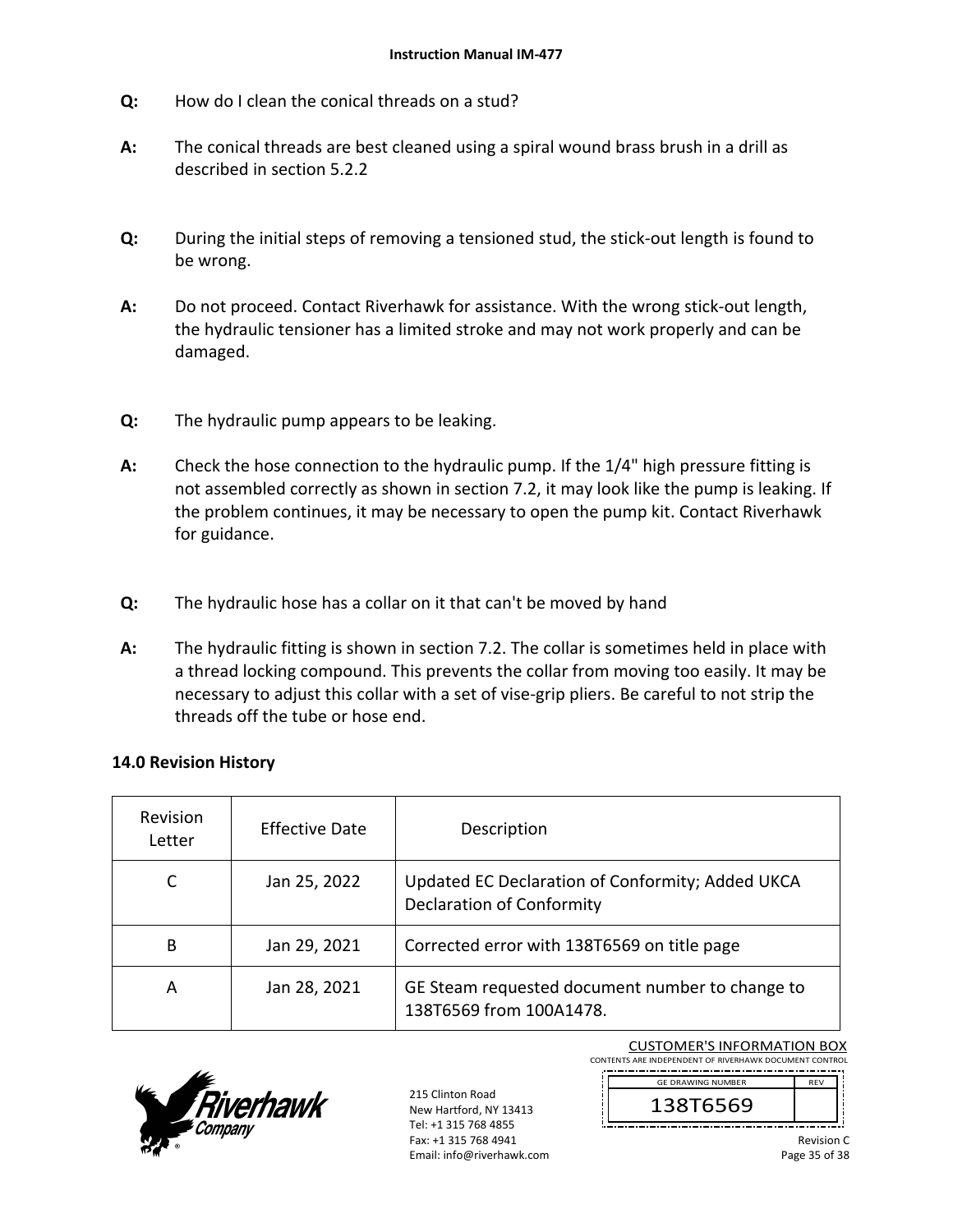**Q:** How do I clean the conical threads on a stud?

**A:** The conical threads are best cleaned using a spiral wound brass brush in a drill as described in section 5.2.2

**Q:** During the initial steps of removing a tensioned stud, the stick-out length is found to be wrong.

**A:** Do not proceed. Contact Riverhawk for assistance. With the wrong stick-out length, the hydraulic tensioner has a limited stroke and may not work properly and can be damaged.

**Q:** The hydraulic pump appears to be leaking.

**A:** Check the hose connection to the hydraulic pump. If the 1/4" high pressure fitting is not assembled correctly as shown in section 7.2, it may look like the pump is leaking. If the problem continues, it may be necessary to open the pump kit. Contact Riverhawk for guidance.

**Q:** The hydraulic hose has a collar on it that can't be moved by hand

**A:** The hydraulic fitting is shown in section 7.2. The collar is sometimes held in place with a thread locking compound. This prevents the collar from moving too easily. It may be necessary to adjust this collar with a set of vise-grip pliers. Be careful to not strip the threads off the tube or hose end.

## 14.0 Revision History

| Revision Letter | Effective Date | Description |
|---|---|---|
| C | Jan 25, 2022 | Updated EC Declaration of Conformity; Added UKCA Declaration of Conformity |
| B | Jan 29, 2021 | Corrected error with 138T6569 on title page |
| A | Jan 28, 2021 | GE Steam requested document number to change to 138T6569 from 100A1478. |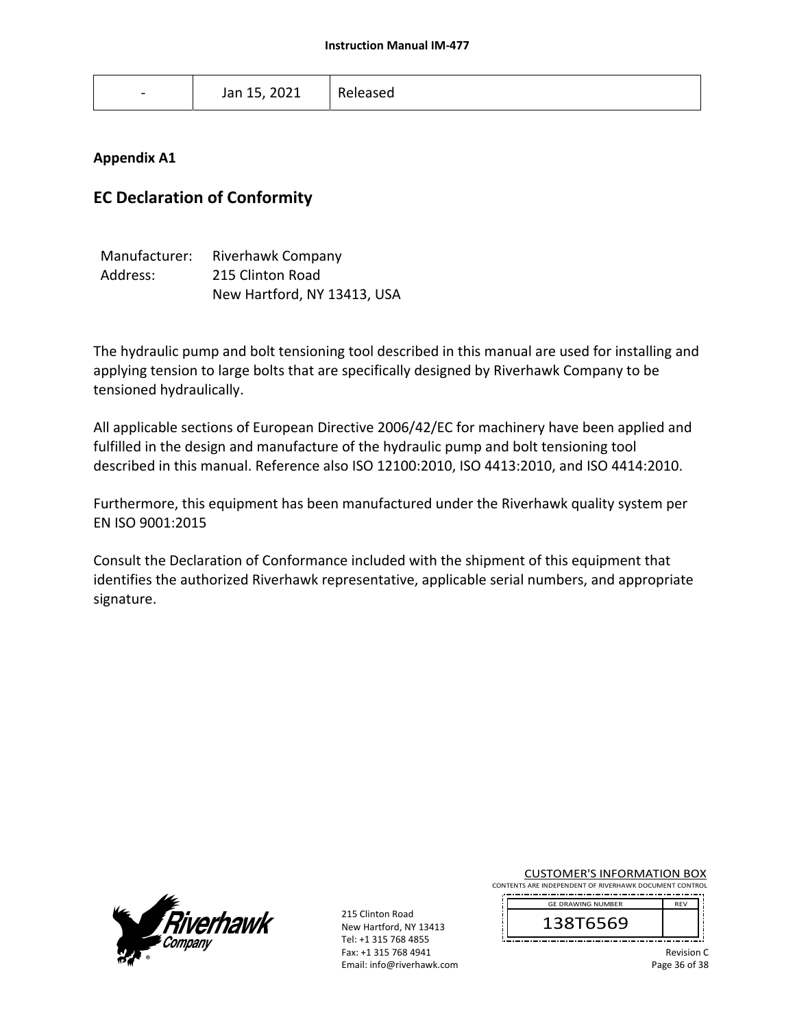| - | Jan 15, 2021 | Released |
|---|---|---|

**Appendix A1**

## EC Declaration of Conformity

Manufacturer: Riverhawk Company
Address: 215 Clinton Road
New Hartford, NY 13413, USA

The hydraulic pump and bolt tensioning tool described in this manual are used for installing and applying tension to large bolts that are specifically designed by Riverhawk Company to be tensioned hydraulically.

All applicable sections of European Directive 2006/42/EC for machinery have been applied and fulfilled in the design and manufacture of the hydraulic pump and bolt tensioning tool described in this manual. Reference also ISO 12100:2010, ISO 4413:2010, and ISO 4414:2010.

Furthermore, this equipment has been manufactured under the Riverhawk quality system per EN ISO 9001:2015

Consult the Declaration of Conformance included with the shipment of this equipment that identifies the authorized Riverhawk representative, applicable serial numbers, and appropriate signature.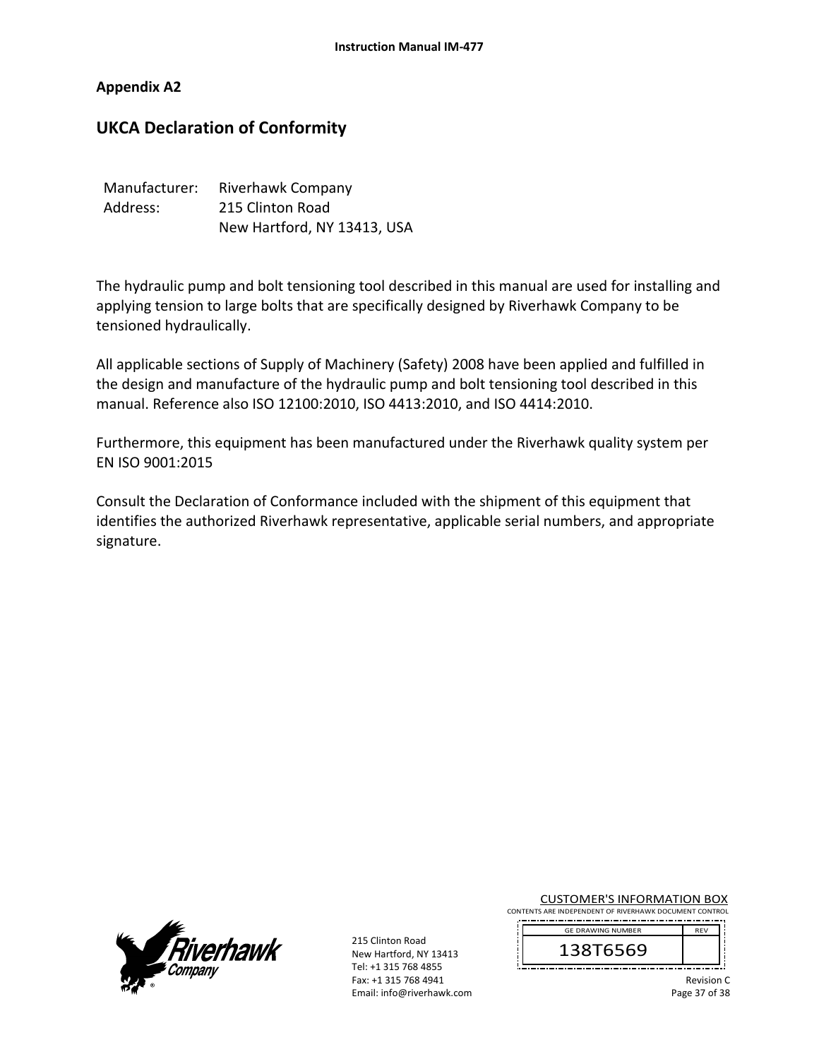## Appendix A2

# UKCA Declaration of Conformity

Manufacturer: Riverhawk Company
Address: 215 Clinton Road
New Hartford, NY 13413, USA

The hydraulic pump and bolt tensioning tool described in this manual are used for installing and applying tension to large bolts that are specifically designed by Riverhawk Company to be tensioned hydraulically.

All applicable sections of Supply of Machinery (Safety) 2008 have been applied and fulfilled in the design and manufacture of the hydraulic pump and bolt tensioning tool described in this manual. Reference also ISO 12100:2010, ISO 4413:2010, and ISO 4414:2010.

Furthermore, this equipment has been manufactured under the Riverhawk quality system per EN ISO 9001:2015

Consult the Declaration of Conformance included with the shipment of this equipment that identifies the authorized Riverhawk representative, applicable serial numbers, and appropriate signature.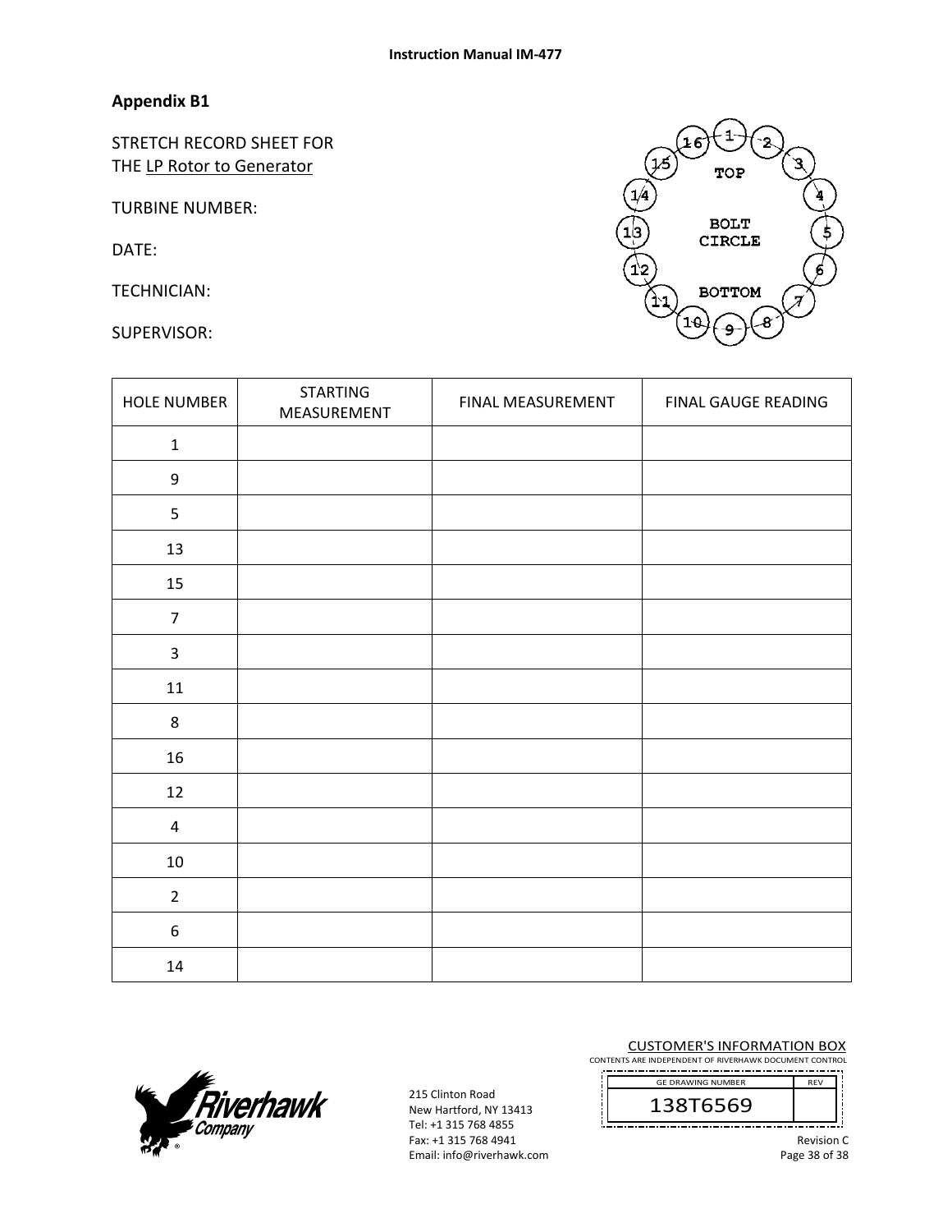## Appendix B1

STRETCH RECORD SHEET FOR THE LP Rotor to Generator

TURBINE NUMBER:

DATE:

TECHNICIAN:

SUPERVISOR:

TOP

BOLT CIRCLE

BOTTOM

1 2 3 4 5 6 7 8 9 10 11 12 13 14 15 16

| HOLE NUMBER | STARTING MEASUREMENT | FINAL MEASUREMENT | FINAL GAUGE READING |
|---|---|---|---|
| 1 | | | |
| 9 | | | |
| 5 | | | |
| 13 | | | |
| 15 | | | |
| 7 | | | |
| 3 | | | |
| 11 | | | |
| 8 | | | |
| 16 | | | |
| 12 | | | |
| 4 | | | |
| 10 | | | |
| 2 | | | |
| 6 | | | |
| 14 | | | |

215 Clinton Road
New Hartford, NY 13413
Tel: +1 315 768 4855
Fax: +1 315 768 4941
Email: info@riverhawk.com

CUSTOMER'S INFORMATION BOX
CONTENTS ARE INDEPENDENT OF RIVERHAWK DOCUMENT CONTROL

| GE DRAWING NUMBER | REV |
|---|---|
| 138T6569 | |

Revision C